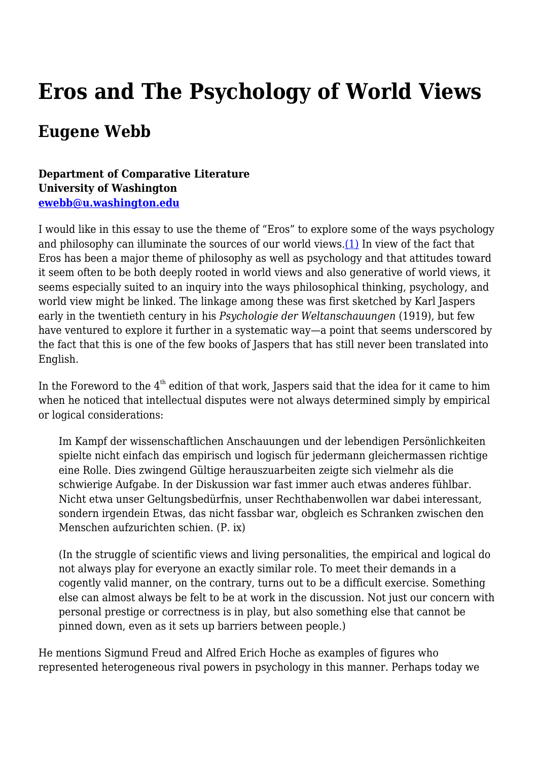# Eros and The Psychology of World Views

## Eugene Webb

**Department of Comparative Literature**
**University of Washington**
**[ewebb@u.washington.edu](mailto:ewebb@u.washington.edu)**

I would like in this essay to use the theme of "Eros" to explore some of the ways psychology and philosophy can illuminate the sources of our world views.[(1)] In view of the fact that Eros has been a major theme of philosophy as well as psychology and that attitudes toward it seem often to be both deeply rooted in world views and also generative of world views, it seems especially suited to an inquiry into the ways philosophical thinking, psychology, and world view might be linked. The linkage among these was first sketched by Karl Jaspers early in the twentieth century in his *Psychologie der Weltanschauungen* (1919), but few have ventured to explore it further in a systematic way—a point that seems underscored by the fact that this is one of the few books of Jaspers that has still never been translated into English.

In the Foreword to the 4th edition of that work, Jaspers said that the idea for it came to him when he noticed that intellectual disputes were not always determined simply by empirical or logical considerations:

> Im Kampf der wissenschaftlichen Anschauungen und der lebendigen Persönlichkeiten spielte nicht einfach das empirisch und logisch für jedermann gleichermassen richtige eine Rolle. Dies zwingend Gültige herauszuarbeiten zeigte sich vielmehr als die schwierige Aufgabe. In der Diskussion war fast immer auch etwas anderes fühlbar. Nicht etwa unser Geltungsbedürfnis, unser Rechthabenwollen war dabei interessant, sondern irgendein Etwas, das nicht fassbar war, obgleich es Schranken zwischen den Menschen aufzurichten schien. (P. ix)
>
> (In the struggle of scientific views and living personalities, the empirical and logical do not always play for everyone an exactly similar role. To meet their demands in a cogently valid manner, on the contrary, turns out to be a difficult exercise. Something else can almost always be felt to be at work in the discussion. Not just our concern with personal prestige or correctness is in play, but also something else that cannot be pinned down, even as it sets up barriers between people.)

He mentions Sigmund Freud and Alfred Erich Hoche as examples of figures who represented heterogeneous rival powers in psychology in this manner. Perhaps today we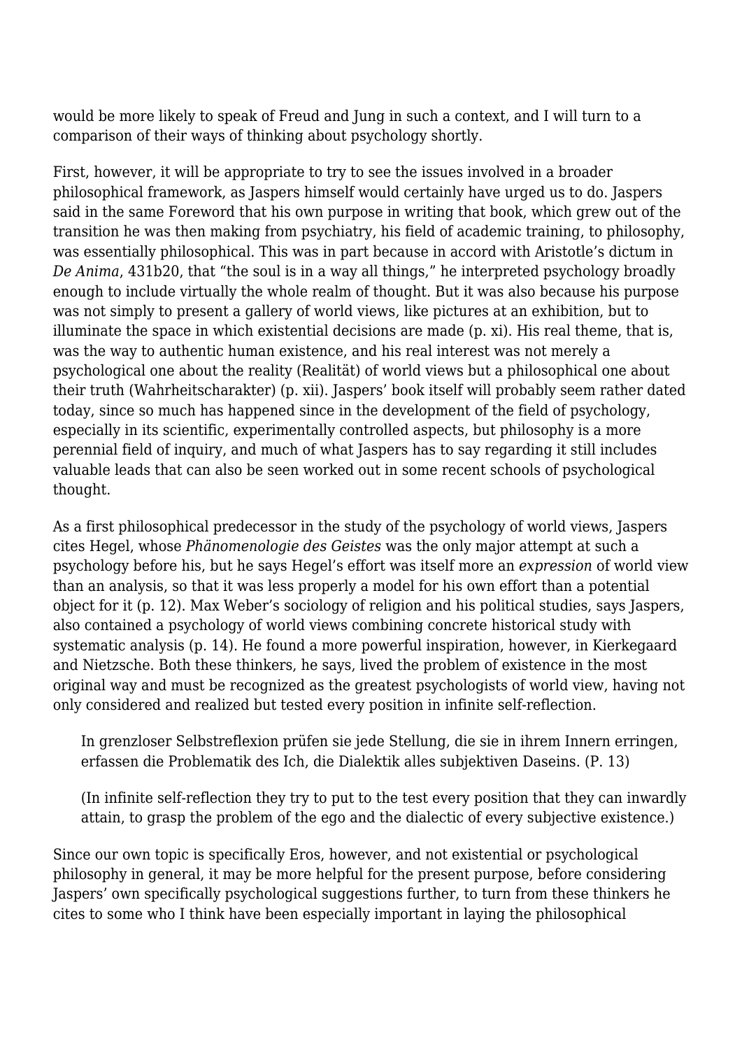would be more likely to speak of Freud and Jung in such a context, and I will turn to a comparison of their ways of thinking about psychology shortly.

First, however, it will be appropriate to try to see the issues involved in a broader philosophical framework, as Jaspers himself would certainly have urged us to do. Jaspers said in the same Foreword that his own purpose in writing that book, which grew out of the transition he was then making from psychiatry, his field of academic training, to philosophy, was essentially philosophical. This was in part because in accord with Aristotle's dictum in *De Anima*, 431b20, that "the soul is in a way all things," he interpreted psychology broadly enough to include virtually the whole realm of thought. But it was also because his purpose was not simply to present a gallery of world views, like pictures at an exhibition, but to illuminate the space in which existential decisions are made (p. xi). His real theme, that is, was the way to authentic human existence, and his real interest was not merely a psychological one about the reality (Realität) of world views but a philosophical one about their truth (Wahrheitscharakter) (p. xii). Jaspers' book itself will probably seem rather dated today, since so much has happened since in the development of the field of psychology, especially in its scientific, experimentally controlled aspects, but philosophy is a more perennial field of inquiry, and much of what Jaspers has to say regarding it still includes valuable leads that can also be seen worked out in some recent schools of psychological thought.

As a first philosophical predecessor in the study of the psychology of world views, Jaspers cites Hegel, whose *Phänomenologie des Geistes* was the only major attempt at such a psychology before his, but he says Hegel's effort was itself more an *expression* of world view than an analysis, so that it was less properly a model for his own effort than a potential object for it (p. 12). Max Weber's sociology of religion and his political studies, says Jaspers, also contained a psychology of world views combining concrete historical study with systematic analysis (p. 14). He found a more powerful inspiration, however, in Kierkegaard and Nietzsche. Both these thinkers, he says, lived the problem of existence in the most original way and must be recognized as the greatest psychologists of world view, having not only considered and realized but tested every position in infinite self-reflection.

> In grenzloser Selbstreflexion prüfen sie jede Stellung, die sie in ihrem Innern erringen, erfassen die Problematik des Ich, die Dialektik alles subjektiven Daseins. (P. 13)
>
> (In infinite self-reflection they try to put to the test every position that they can inwardly attain, to grasp the problem of the ego and the dialectic of every subjective existence.)

Since our own topic is specifically Eros, however, and not existential or psychological philosophy in general, it may be more helpful for the present purpose, before considering Jaspers' own specifically psychological suggestions further, to turn from these thinkers he cites to some who I think have been especially important in laying the philosophical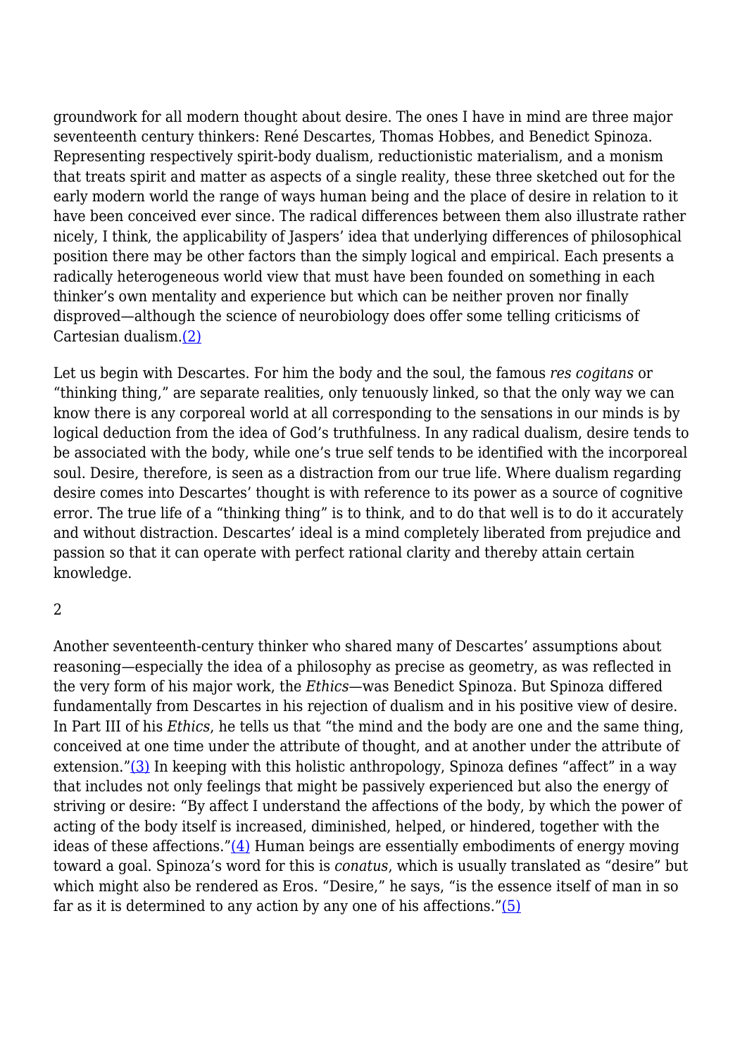groundwork for all modern thought about desire. The ones I have in mind are three major seventeenth century thinkers: René Descartes, Thomas Hobbes, and Benedict Spinoza. Representing respectively spirit-body dualism, reductionistic materialism, and a monism that treats spirit and matter as aspects of a single reality, these three sketched out for the early modern world the range of ways human being and the place of desire in relation to it have been conceived ever since. The radical differences between them also illustrate rather nicely, I think, the applicability of Jaspers' idea that underlying differences of philosophical position there may be other factors than the simply logical and empirical. Each presents a radically heterogeneous world view that must have been founded on something in each thinker's own mentality and experience but which can be neither proven nor finally disproved—although the science of neurobiology does offer some telling criticisms of Cartesian dualism.(2)

Let us begin with Descartes. For him the body and the soul, the famous *res cogitans* or "thinking thing," are separate realities, only tenuously linked, so that the only way we can know there is any corporeal world at all corresponding to the sensations in our minds is by logical deduction from the idea of God's truthfulness. In any radical dualism, desire tends to be associated with the body, while one's true self tends to be identified with the incorporeal soul. Desire, therefore, is seen as a distraction from our true life. Where dualism regarding desire comes into Descartes' thought is with reference to its power as a source of cognitive error. The true life of a "thinking thing" is to think, and to do that well is to do it accurately and without distraction. Descartes' ideal is a mind completely liberated from prejudice and passion so that it can operate with perfect rational clarity and thereby attain certain knowledge.

## 2

Another seventeenth-century thinker who shared many of Descartes' assumptions about reasoning—especially the idea of a philosophy as precise as geometry, as was reflected in the very form of his major work, the *Ethics*—was Benedict Spinoza. But Spinoza differed fundamentally from Descartes in his rejection of dualism and in his positive view of desire. In Part III of his *Ethics*, he tells us that "the mind and the body are one and the same thing, conceived at one time under the attribute of thought, and at another under the attribute of extension."(3) In keeping with this holistic anthropology, Spinoza defines "affect" in a way that includes not only feelings that might be passively experienced but also the energy of striving or desire: "By affect I understand the affections of the body, by which the power of acting of the body itself is increased, diminished, helped, or hindered, together with the ideas of these affections."(4) Human beings are essentially embodiments of energy moving toward a goal. Spinoza's word for this is *conatus*, which is usually translated as "desire" but which might also be rendered as Eros. "Desire," he says, "is the essence itself of man in so far as it is determined to any action by any one of his affections."(5)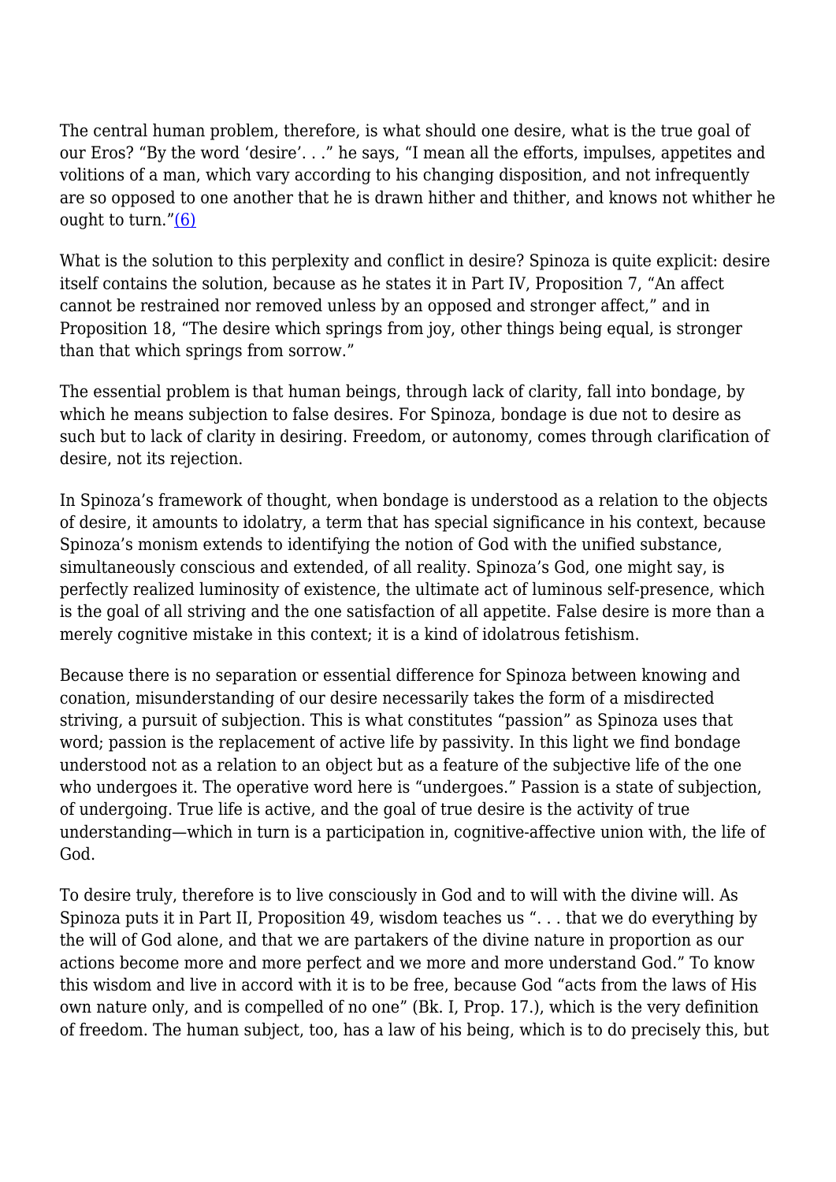The central human problem, therefore, is what should one desire, what is the true goal of our Eros? "By the word 'desire'. . ." he says, "I mean all the efforts, impulses, appetites and volitions of a man, which vary according to his changing disposition, and not infrequently are so opposed to one another that he is drawn hither and thither, and knows not whither he ought to turn."(6)

What is the solution to this perplexity and conflict in desire? Spinoza is quite explicit: desire itself contains the solution, because as he states it in Part IV, Proposition 7, "An affect cannot be restrained nor removed unless by an opposed and stronger affect," and in Proposition 18, "The desire which springs from joy, other things being equal, is stronger than that which springs from sorrow."

The essential problem is that human beings, through lack of clarity, fall into bondage, by which he means subjection to false desires. For Spinoza, bondage is due not to desire as such but to lack of clarity in desiring. Freedom, or autonomy, comes through clarification of desire, not its rejection.

In Spinoza's framework of thought, when bondage is understood as a relation to the objects of desire, it amounts to idolatry, a term that has special significance in his context, because Spinoza's monism extends to identifying the notion of God with the unified substance, simultaneously conscious and extended, of all reality. Spinoza's God, one might say, is perfectly realized luminosity of existence, the ultimate act of luminous self-presence, which is the goal of all striving and the one satisfaction of all appetite. False desire is more than a merely cognitive mistake in this context; it is a kind of idolatrous fetishism.

Because there is no separation or essential difference for Spinoza between knowing and conation, misunderstanding of our desire necessarily takes the form of a misdirected striving, a pursuit of subjection. This is what constitutes "passion" as Spinoza uses that word; passion is the replacement of active life by passivity. In this light we find bondage understood not as a relation to an object but as a feature of the subjective life of the one who undergoes it. The operative word here is "undergoes." Passion is a state of subjection, of undergoing. True life is active, and the goal of true desire is the activity of true understanding—which in turn is a participation in, cognitive-affective union with, the life of God.

To desire truly, therefore is to live consciously in God and to will with the divine will. As Spinoza puts it in Part II, Proposition 49, wisdom teaches us ". . . that we do everything by the will of God alone, and that we are partakers of the divine nature in proportion as our actions become more and more perfect and we more and more understand God." To know this wisdom and live in accord with it is to be free, because God "acts from the laws of His own nature only, and is compelled of no one" (Bk. I, Prop. 17.), which is the very definition of freedom. The human subject, too, has a law of his being, which is to do precisely this, but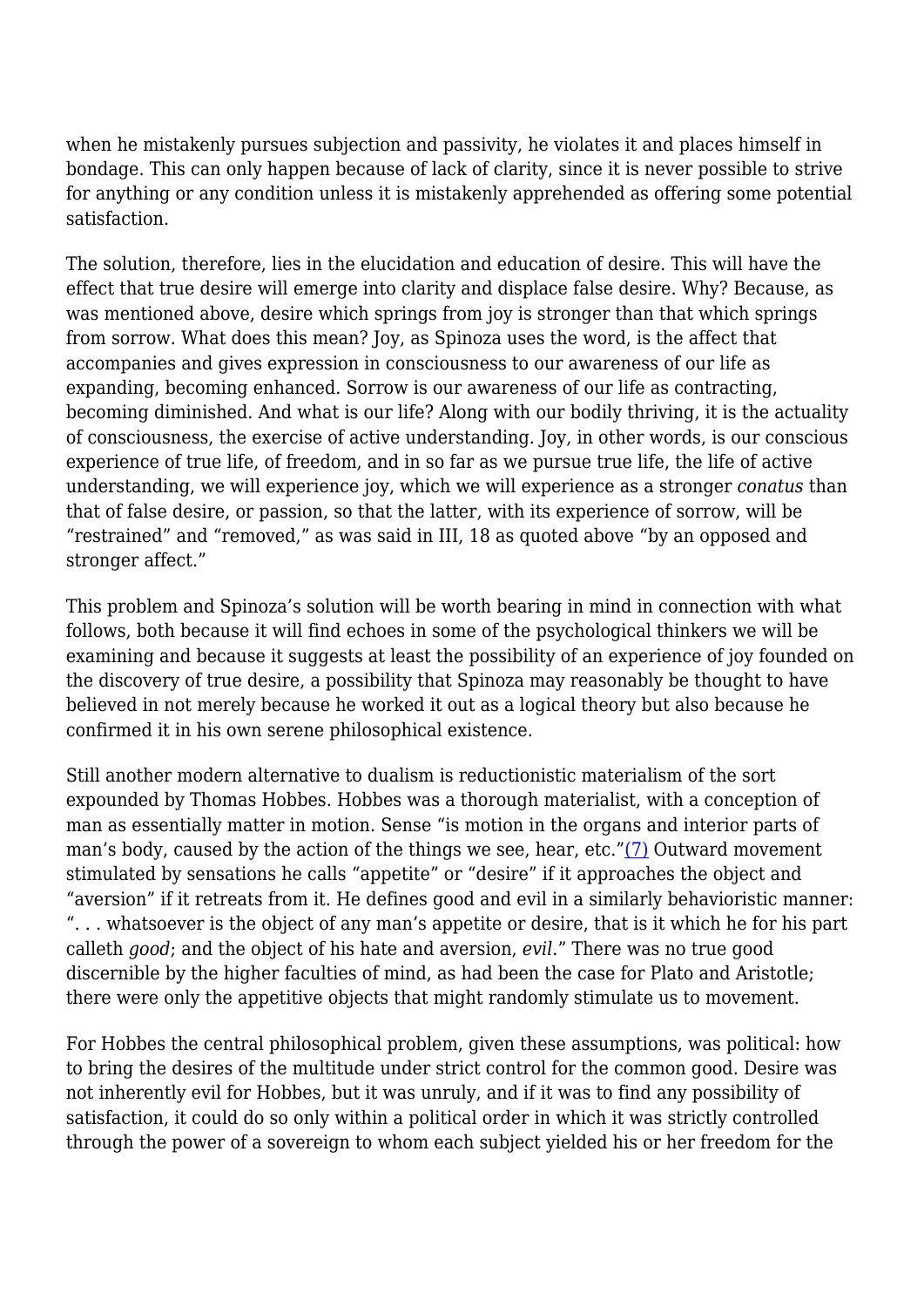when he mistakenly pursues subjection and passivity, he violates it and places himself in bondage. This can only happen because of lack of clarity, since it is never possible to strive for anything or any condition unless it is mistakenly apprehended as offering some potential satisfaction.

The solution, therefore, lies in the elucidation and education of desire. This will have the effect that true desire will emerge into clarity and displace false desire. Why? Because, as was mentioned above, desire which springs from joy is stronger than that which springs from sorrow. What does this mean? Joy, as Spinoza uses the word, is the affect that accompanies and gives expression in consciousness to our awareness of our life as expanding, becoming enhanced. Sorrow is our awareness of our life as contracting, becoming diminished. And what is our life? Along with our bodily thriving, it is the actuality of consciousness, the exercise of active understanding. Joy, in other words, is our conscious experience of true life, of freedom, and in so far as we pursue true life, the life of active understanding, we will experience joy, which we will experience as a stronger *conatus* than that of false desire, or passion, so that the latter, with its experience of sorrow, will be "restrained" and "removed," as was said in III, 18 as quoted above "by an opposed and stronger affect."

This problem and Spinoza's solution will be worth bearing in mind in connection with what follows, both because it will find echoes in some of the psychological thinkers we will be examining and because it suggests at least the possibility of an experience of joy founded on the discovery of true desire, a possibility that Spinoza may reasonably be thought to have believed in not merely because he worked it out as a logical theory but also because he confirmed it in his own serene philosophical existence.

Still another modern alternative to dualism is reductionistic materialism of the sort expounded by Thomas Hobbes. Hobbes was a thorough materialist, with a conception of man as essentially matter in motion. Sense "is motion in the organs and interior parts of man's body, caused by the action of the things we see, hear, etc."(7) Outward movement stimulated by sensations he calls "appetite" or "desire" if it approaches the object and "aversion" if it retreats from it. He defines good and evil in a similarly behavioristic manner: ". . . whatsoever is the object of any man's appetite or desire, that is it which he for his part calleth *good*; and the object of his hate and aversion, *evil*." There was no true good discernible by the higher faculties of mind, as had been the case for Plato and Aristotle; there were only the appetitive objects that might randomly stimulate us to movement.

For Hobbes the central philosophical problem, given these assumptions, was political: how to bring the desires of the multitude under strict control for the common good. Desire was not inherently evil for Hobbes, but it was unruly, and if it was to find any possibility of satisfaction, it could do so only within a political order in which it was strictly controlled through the power of a sovereign to whom each subject yielded his or her freedom for the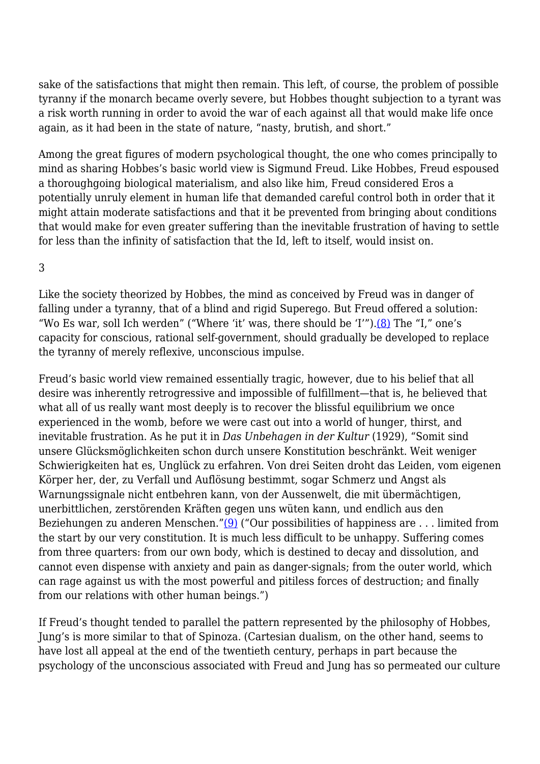sake of the satisfactions that might then remain. This left, of course, the problem of possible tyranny if the monarch became overly severe, but Hobbes thought subjection to a tyrant was a risk worth running in order to avoid the war of each against all that would make life once again, as it had been in the state of nature, "nasty, brutish, and short."

Among the great figures of modern psychological thought, the one who comes principally to mind as sharing Hobbes's basic world view is Sigmund Freud. Like Hobbes, Freud espoused a thoroughgoing biological materialism, and also like him, Freud considered Eros a potentially unruly element in human life that demanded careful control both in order that it might attain moderate satisfactions and that it be prevented from bringing about conditions that would make for even greater suffering than the inevitable frustration of having to settle for less than the infinity of satisfaction that the Id, left to itself, would insist on.

3

Like the society theorized by Hobbes, the mind as conceived by Freud was in danger of falling under a tyranny, that of a blind and rigid Superego. But Freud offered a solution: "Wo Es war, soll Ich werden" ("Where 'it' was, there should be 'I'").(8) The "I," one's capacity for conscious, rational self-government, should gradually be developed to replace the tyranny of merely reflexive, unconscious impulse.

Freud's basic world view remained essentially tragic, however, due to his belief that all desire was inherently retrogressive and impossible of fulfillment—that is, he believed that what all of us really want most deeply is to recover the blissful equilibrium we once experienced in the womb, before we were cast out into a world of hunger, thirst, and inevitable frustration. As he put it in *Das Unbehagen in der Kultur* (1929), "Somit sind unsere Glücksmöglichkeiten schon durch unsere Konstitution beschränkt. Weit weniger Schwierigkeiten hat es, Unglück zu erfahren. Von drei Seiten droht das Leiden, vom eigenen Körper her, der, zu Verfall und Auflösung bestimmt, sogar Schmerz und Angst als Warnungssignale nicht entbehren kann, von der Aussenwelt, die mit übermächtigen, unerbittlichen, zerstörenden Kräften gegen uns wüten kann, und endlich aus den Beziehungen zu anderen Menschen."(9) ("Our possibilities of happiness are . . . limited from the start by our very constitution. It is much less difficult to be unhappy. Suffering comes from three quarters: from our own body, which is destined to decay and dissolution, and cannot even dispense with anxiety and pain as danger-signals; from the outer world, which can rage against us with the most powerful and pitiless forces of destruction; and finally from our relations with other human beings.")

If Freud's thought tended to parallel the pattern represented by the philosophy of Hobbes, Jung's is more similar to that of Spinoza. (Cartesian dualism, on the other hand, seems to have lost all appeal at the end of the twentieth century, perhaps in part because the psychology of the unconscious associated with Freud and Jung has so permeated our culture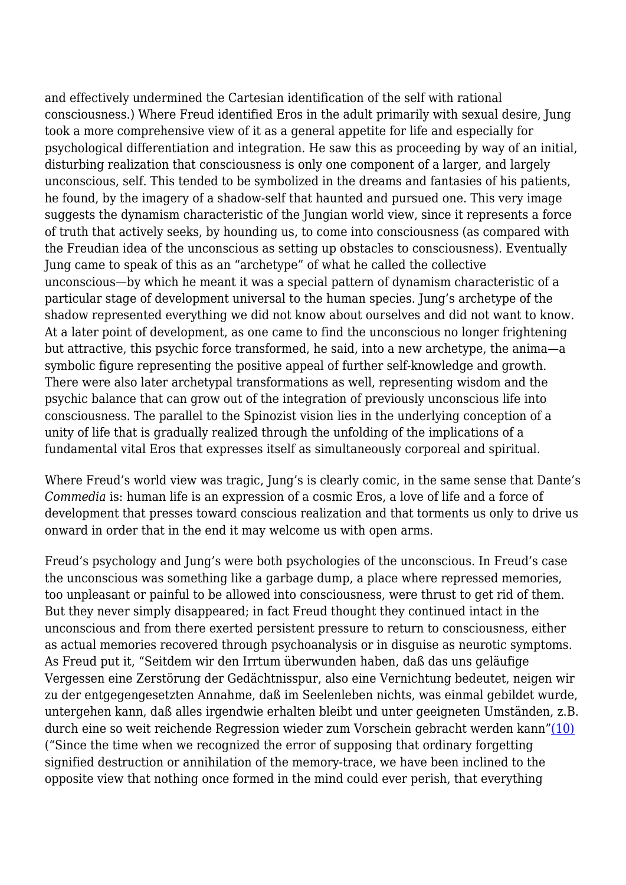and effectively undermined the Cartesian identification of the self with rational consciousness.) Where Freud identified Eros in the adult primarily with sexual desire, Jung took a more comprehensive view of it as a general appetite for life and especially for psychological differentiation and integration. He saw this as proceeding by way of an initial, disturbing realization that consciousness is only one component of a larger, and largely unconscious, self. This tended to be symbolized in the dreams and fantasies of his patients, he found, by the imagery of a shadow-self that haunted and pursued one. This very image suggests the dynamism characteristic of the Jungian world view, since it represents a force of truth that actively seeks, by hounding us, to come into consciousness (as compared with the Freudian idea of the unconscious as setting up obstacles to consciousness). Eventually Jung came to speak of this as an “archetype” of what he called the collective unconscious—by which he meant it was a special pattern of dynamism characteristic of a particular stage of development universal to the human species. Jung’s archetype of the shadow represented everything we did not know about ourselves and did not want to know. At a later point of development, as one came to find the unconscious no longer frightening but attractive, this psychic force transformed, he said, into a new archetype, the anima—a symbolic figure representing the positive appeal of further self-knowledge and growth. There were also later archetypal transformations as well, representing wisdom and the psychic balance that can grow out of the integration of previously unconscious life into consciousness. The parallel to the Spinozist vision lies in the underlying conception of a unity of life that is gradually realized through the unfolding of the implications of a fundamental vital Eros that expresses itself as simultaneously corporeal and spiritual.

Where Freud’s world view was tragic, Jung’s is clearly comic, in the same sense that Dante’s *Commedia* is: human life is an expression of a cosmic Eros, a love of life and a force of development that presses toward conscious realization and that torments us only to drive us onward in order that in the end it may welcome us with open arms.

Freud’s psychology and Jung’s were both psychologies of the unconscious. In Freud’s case the unconscious was something like a garbage dump, a place where repressed memories, too unpleasant or painful to be allowed into consciousness, were thrust to get rid of them. But they never simply disappeared; in fact Freud thought they continued intact in the unconscious and from there exerted persistent pressure to return to consciousness, either as actual memories recovered through psychoanalysis or in disguise as neurotic symptoms. As Freud put it, “Seitdem wir den Irrtum überwunden haben, daß das uns geläufige Vergessen eine Zerstörung der Gedächtnisspur, also eine Vernichtung bedeutet, neigen wir zu der entgegengesetzten Annahme, daß im Seelenleben nichts, was einmal gebildet wurde, untergehen kann, daß alles irgendwie erhalten bleibt und unter geeigneten Umständen, z.B. durch eine so weit reichende Regression wieder zum Vorschein gebracht werden kann”(10) (“Since the time when we recognized the error of supposing that ordinary forgetting signified destruction or annihilation of the memory-trace, we have been inclined to the opposite view that nothing once formed in the mind could ever perish, that everything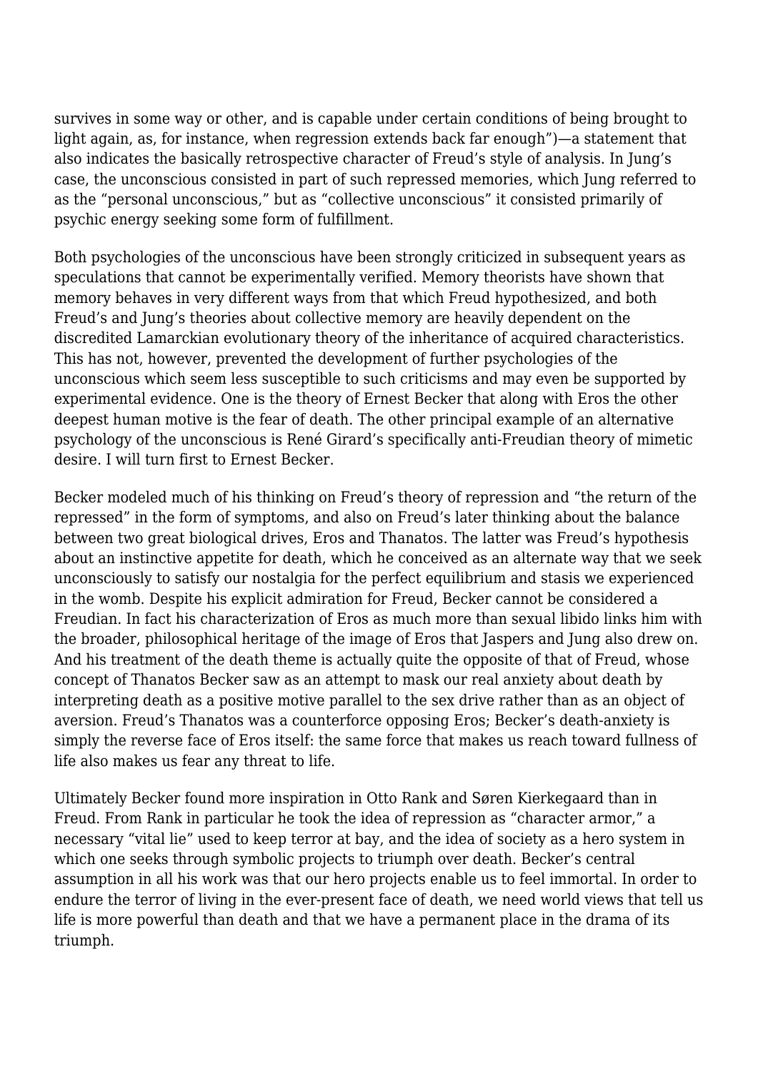survives in some way or other, and is capable under certain conditions of being brought to light again, as, for instance, when regression extends back far enough")—a statement that also indicates the basically retrospective character of Freud's style of analysis. In Jung's case, the unconscious consisted in part of such repressed memories, which Jung referred to as the "personal unconscious," but as "collective unconscious" it consisted primarily of psychic energy seeking some form of fulfillment.

Both psychologies of the unconscious have been strongly criticized in subsequent years as speculations that cannot be experimentally verified. Memory theorists have shown that memory behaves in very different ways from that which Freud hypothesized, and both Freud's and Jung's theories about collective memory are heavily dependent on the discredited Lamarckian evolutionary theory of the inheritance of acquired characteristics. This has not, however, prevented the development of further psychologies of the unconscious which seem less susceptible to such criticisms and may even be supported by experimental evidence. One is the theory of Ernest Becker that along with Eros the other deepest human motive is the fear of death. The other principal example of an alternative psychology of the unconscious is René Girard's specifically anti-Freudian theory of mimetic desire. I will turn first to Ernest Becker.

Becker modeled much of his thinking on Freud's theory of repression and "the return of the repressed" in the form of symptoms, and also on Freud's later thinking about the balance between two great biological drives, Eros and Thanatos. The latter was Freud's hypothesis about an instinctive appetite for death, which he conceived as an alternate way that we seek unconsciously to satisfy our nostalgia for the perfect equilibrium and stasis we experienced in the womb. Despite his explicit admiration for Freud, Becker cannot be considered a Freudian. In fact his characterization of Eros as much more than sexual libido links him with the broader, philosophical heritage of the image of Eros that Jaspers and Jung also drew on. And his treatment of the death theme is actually quite the opposite of that of Freud, whose concept of Thanatos Becker saw as an attempt to mask our real anxiety about death by interpreting death as a positive motive parallel to the sex drive rather than as an object of aversion. Freud's Thanatos was a counterforce opposing Eros; Becker's death-anxiety is simply the reverse face of Eros itself: the same force that makes us reach toward fullness of life also makes us fear any threat to life.

Ultimately Becker found more inspiration in Otto Rank and Søren Kierkegaard than in Freud. From Rank in particular he took the idea of repression as "character armor," a necessary "vital lie" used to keep terror at bay, and the idea of society as a hero system in which one seeks through symbolic projects to triumph over death. Becker's central assumption in all his work was that our hero projects enable us to feel immortal. In order to endure the terror of living in the ever-present face of death, we need world views that tell us life is more powerful than death and that we have a permanent place in the drama of its triumph.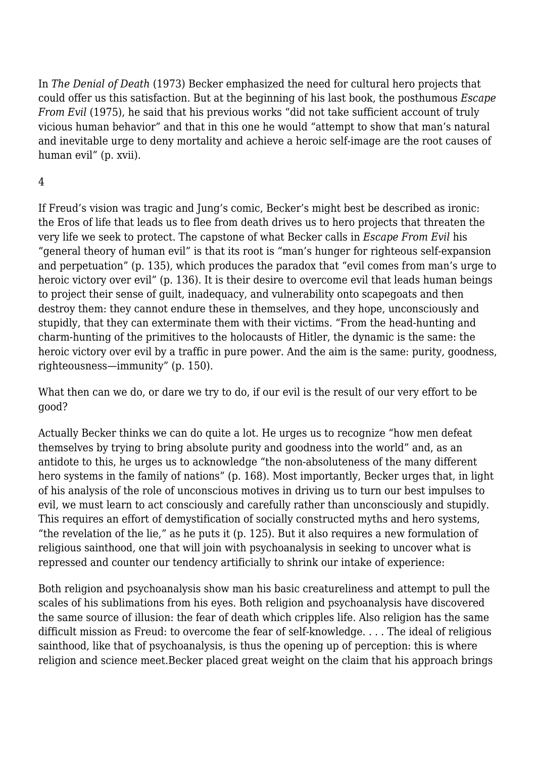In *The Denial of Death* (1973) Becker emphasized the need for cultural hero projects that could offer us this satisfaction. But at the beginning of his last book, the posthumous *Escape From Evil* (1975), he said that his previous works "did not take sufficient account of truly vicious human behavior" and that in this one he would "attempt to show that man's natural and inevitable urge to deny mortality and achieve a heroic self-image are the root causes of human evil" (p. xvii).

## 4

If Freud's vision was tragic and Jung's comic, Becker's might best be described as ironic: the Eros of life that leads us to flee from death drives us to hero projects that threaten the very life we seek to protect. The capstone of what Becker calls in *Escape From Evil* his "general theory of human evil" is that its root is "man's hunger for righteous self-expansion and perpetuation" (p. 135), which produces the paradox that "evil comes from man's urge to heroic victory over evil" (p. 136). It is their desire to overcome evil that leads human beings to project their sense of guilt, inadequacy, and vulnerability onto scapegoats and then destroy them: they cannot endure these in themselves, and they hope, unconsciously and stupidly, that they can exterminate them with their victims. "From the head-hunting and charm-hunting of the primitives to the holocausts of Hitler, the dynamic is the same: the heroic victory over evil by a traffic in pure power. And the aim is the same: purity, goodness, righteousness—immunity" (p. 150).

What then can we do, or dare we try to do, if our evil is the result of our very effort to be good?

Actually Becker thinks we can do quite a lot. He urges us to recognize "how men defeat themselves by trying to bring absolute purity and goodness into the world" and, as an antidote to this, he urges us to acknowledge "the non-absoluteness of the many different hero systems in the family of nations" (p. 168). Most importantly, Becker urges that, in light of his analysis of the role of unconscious motives in driving us to turn our best impulses to evil, we must learn to act consciously and carefully rather than unconsciously and stupidly. This requires an effort of demystification of socially constructed myths and hero systems, "the revelation of the lie," as he puts it (p. 125). But it also requires a new formulation of religious sainthood, one that will join with psychoanalysis in seeking to uncover what is repressed and counter our tendency artificially to shrink our intake of experience:

> Both religion and psychoanalysis show man his basic creatureliness and attempt to pull the scales of his sublimations from his eyes. Both religion and psychoanalysis have discovered the same source of illusion: the fear of death which cripples life. Also religion has the same difficult mission as Freud: to overcome the fear of self-knowledge. . . . The ideal of religious sainthood, like that of psychoanalysis, is thus the opening up of perception: this is where religion and science meet.

Becker placed great weight on the claim that his approach brings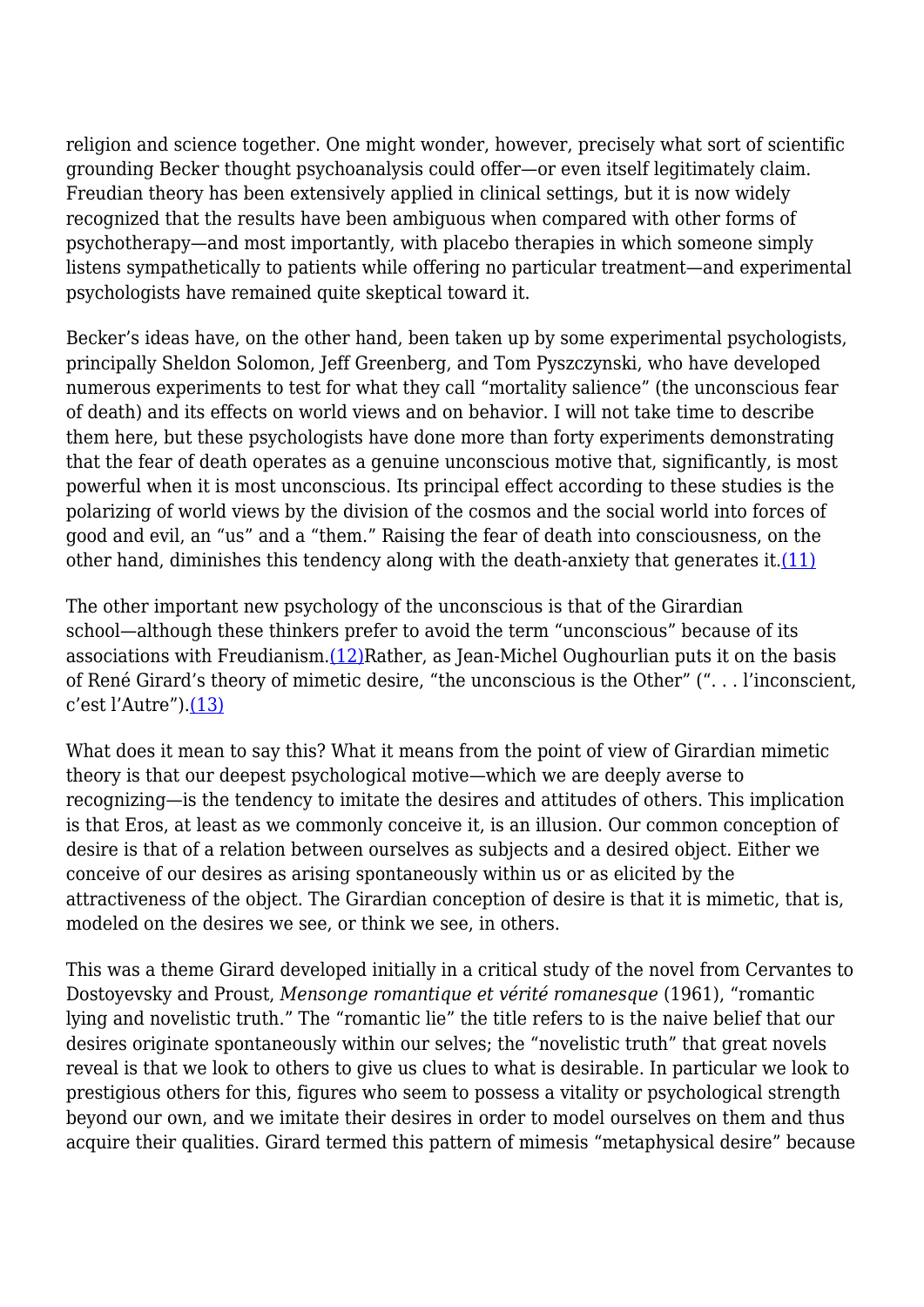religion and science together. One might wonder, however, precisely what sort of scientific grounding Becker thought psychoanalysis could offer—or even itself legitimately claim. Freudian theory has been extensively applied in clinical settings, but it is now widely recognized that the results have been ambiguous when compared with other forms of psychotherapy—and most importantly, with placebo therapies in which someone simply listens sympathetically to patients while offering no particular treatment—and experimental psychologists have remained quite skeptical toward it.

Becker's ideas have, on the other hand, been taken up by some experimental psychologists, principally Sheldon Solomon, Jeff Greenberg, and Tom Pyszczynski, who have developed numerous experiments to test for what they call "mortality salience" (the unconscious fear of death) and its effects on world views and on behavior. I will not take time to describe them here, but these psychologists have done more than forty experiments demonstrating that the fear of death operates as a genuine unconscious motive that, significantly, is most powerful when it is most unconscious. Its principal effect according to these studies is the polarizing of world views by the division of the cosmos and the social world into forces of good and evil, an "us" and a "them." Raising the fear of death into consciousness, on the other hand, diminishes this tendency along with the death-anxiety that generates it.(11)

The other important new psychology of the unconscious is that of the Girardian school—although these thinkers prefer to avoid the term "unconscious" because of its associations with Freudianism.(12)Rather, as Jean-Michel Oughourlian puts it on the basis of René Girard's theory of mimetic desire, "the unconscious is the Other" (". . . l'inconscient, c'est l'Autre").(13)

What does it mean to say this? What it means from the point of view of Girardian mimetic theory is that our deepest psychological motive—which we are deeply averse to recognizing—is the tendency to imitate the desires and attitudes of others. This implication is that Eros, at least as we commonly conceive it, is an illusion. Our common conception of desire is that of a relation between ourselves as subjects and a desired object. Either we conceive of our desires as arising spontaneously within us or as elicited by the attractiveness of the object. The Girardian conception of desire is that it is mimetic, that is, modeled on the desires we see, or think we see, in others.

This was a theme Girard developed initially in a critical study of the novel from Cervantes to Dostoyevsky and Proust, *Mensonge romantique et vérité romanesque* (1961), "romantic lying and novelistic truth." The "romantic lie" the title refers to is the naive belief that our desires originate spontaneously within our selves; the "novelistic truth" that great novels reveal is that we look to others to give us clues to what is desirable. In particular we look to prestigious others for this, figures who seem to possess a vitality or psychological strength beyond our own, and we imitate their desires in order to model ourselves on them and thus acquire their qualities. Girard termed this pattern of mimesis "metaphysical desire" because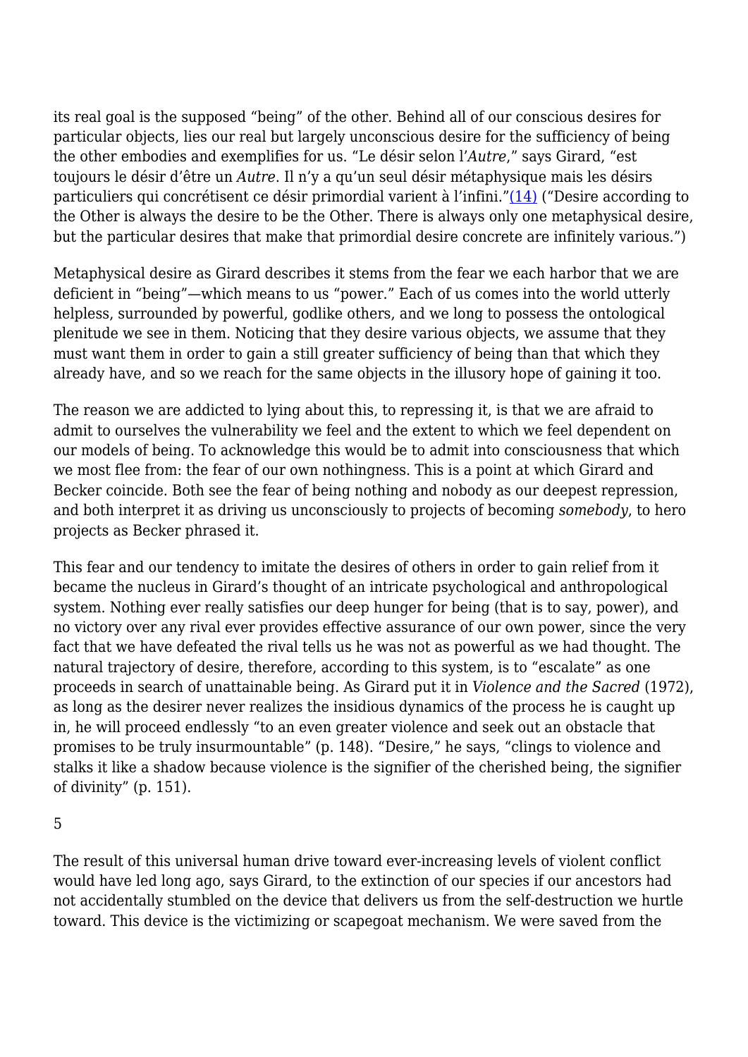its real goal is the supposed "being" of the other. Behind all of our conscious desires for particular objects, lies our real but largely unconscious desire for the sufficiency of being the other embodies and exemplifies for us. "Le désir selon l'*Autre*," says Girard, "est toujours le désir d'être un *Autre*. Il n'y a qu'un seul désir métaphysique mais les désirs particuliers qui concrétisent ce désir primordial varient à l'infini."(14) ("Desire according to the Other is always the desire to be the Other. There is always only one metaphysical desire, but the particular desires that make that primordial desire concrete are infinitely various.")

Metaphysical desire as Girard describes it stems from the fear we each harbor that we are deficient in "being"—which means to us "power." Each of us comes into the world utterly helpless, surrounded by powerful, godlike others, and we long to possess the ontological plenitude we see in them. Noticing that they desire various objects, we assume that they must want them in order to gain a still greater sufficiency of being than that which they already have, and so we reach for the same objects in the illusory hope of gaining it too.

The reason we are addicted to lying about this, to repressing it, is that we are afraid to admit to ourselves the vulnerability we feel and the extent to which we feel dependent on our models of being. To acknowledge this would be to admit into consciousness that which we most flee from: the fear of our own nothingness. This is a point at which Girard and Becker coincide. Both see the fear of being nothing and nobody as our deepest repression, and both interpret it as driving us unconsciously to projects of becoming *somebody*, to hero projects as Becker phrased it.

This fear and our tendency to imitate the desires of others in order to gain relief from it became the nucleus in Girard's thought of an intricate psychological and anthropological system. Nothing ever really satisfies our deep hunger for being (that is to say, power), and no victory over any rival ever provides effective assurance of our own power, since the very fact that we have defeated the rival tells us he was not as powerful as we had thought. The natural trajectory of desire, therefore, according to this system, is to "escalate" as one proceeds in search of unattainable being. As Girard put it in *Violence and the Sacred* (1972), as long as the desirer never realizes the insidious dynamics of the process he is caught up in, he will proceed endlessly "to an even greater violence and seek out an obstacle that promises to be truly insurmountable" (p. 148). "Desire," he says, "clings to violence and stalks it like a shadow because violence is the signifier of the cherished being, the signifier of divinity" (p. 151).

5

The result of this universal human drive toward ever-increasing levels of violent conflict would have led long ago, says Girard, to the extinction of our species if our ancestors had not accidentally stumbled on the device that delivers us from the self-destruction we hurtle toward. This device is the victimizing or scapegoat mechanism. We were saved from the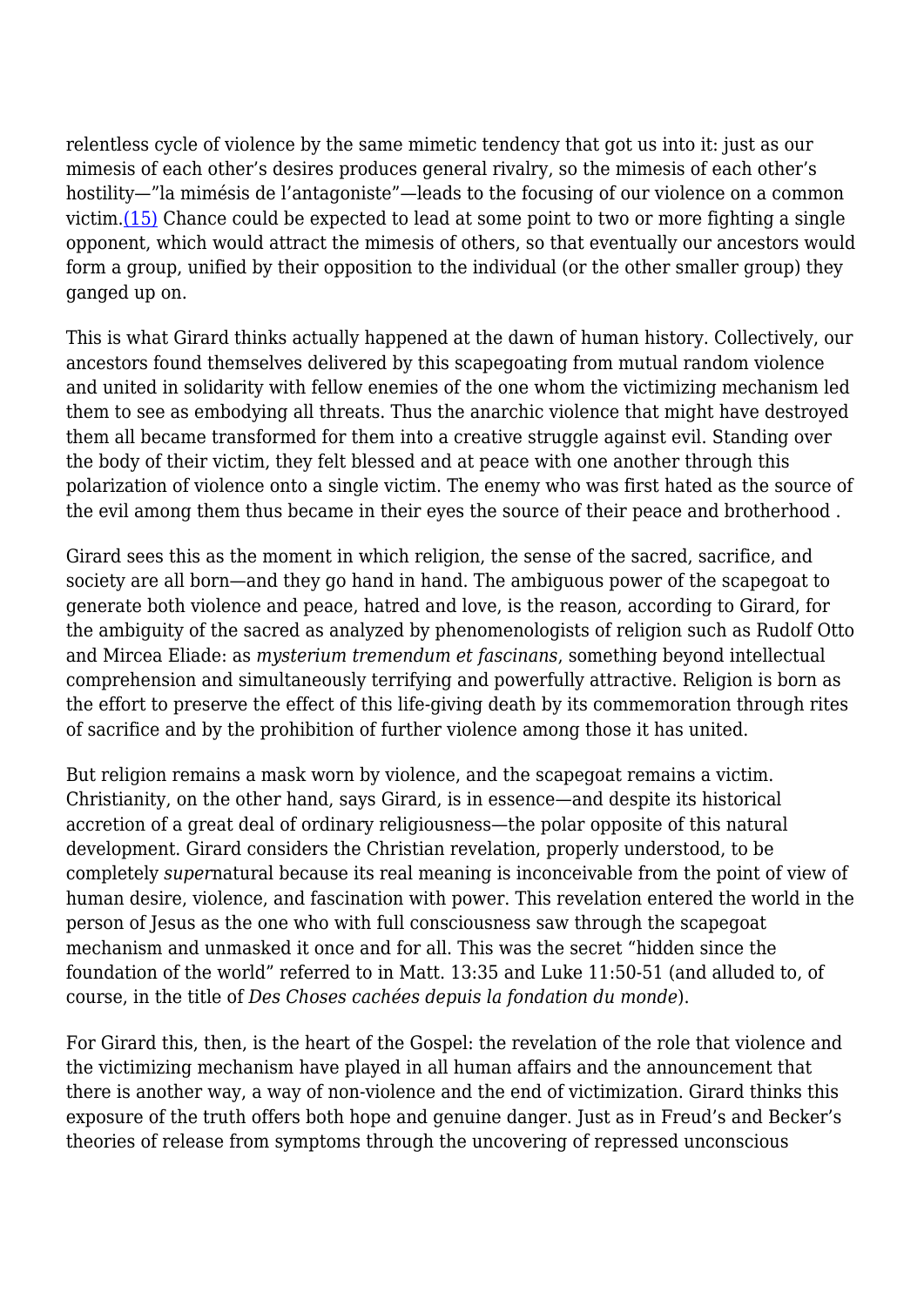relentless cycle of violence by the same mimetic tendency that got us into it: just as our mimesis of each other's desires produces general rivalry, so the mimesis of each other's hostility—"la mimésis de l'antagoniste"—leads to the focusing of our violence on a common victim.(15) Chance could be expected to lead at some point to two or more fighting a single opponent, which would attract the mimesis of others, so that eventually our ancestors would form a group, unified by their opposition to the individual (or the other smaller group) they ganged up on.

This is what Girard thinks actually happened at the dawn of human history. Collectively, our ancestors found themselves delivered by this scapegoating from mutual random violence and united in solidarity with fellow enemies of the one whom the victimizing mechanism led them to see as embodying all threats. Thus the anarchic violence that might have destroyed them all became transformed for them into a creative struggle against evil. Standing over the body of their victim, they felt blessed and at peace with one another through this polarization of violence onto a single victim. The enemy who was first hated as the source of the evil among them thus became in their eyes the source of their peace and brotherhood .

Girard sees this as the moment in which religion, the sense of the sacred, sacrifice, and society are all born—and they go hand in hand. The ambiguous power of the scapegoat to generate both violence and peace, hatred and love, is the reason, according to Girard, for the ambiguity of the sacred as analyzed by phenomenologists of religion such as Rudolf Otto and Mircea Eliade: as *mysterium tremendum et fascinans*, something beyond intellectual comprehension and simultaneously terrifying and powerfully attractive. Religion is born as the effort to preserve the effect of this life-giving death by its commemoration through rites of sacrifice and by the prohibition of further violence among those it has united.

But religion remains a mask worn by violence, and the scapegoat remains a victim. Christianity, on the other hand, says Girard, is in essence—and despite its historical accretion of a great deal of ordinary religiousness—the polar opposite of this natural development. Girard considers the Christian revelation, properly understood, to be completely *super*natural because its real meaning is inconceivable from the point of view of human desire, violence, and fascination with power. This revelation entered the world in the person of Jesus as the one who with full consciousness saw through the scapegoat mechanism and unmasked it once and for all. This was the secret "hidden since the foundation of the world" referred to in Matt. 13:35 and Luke 11:50-51 (and alluded to, of course, in the title of *Des Choses cachées depuis la fondation du monde*).

For Girard this, then, is the heart of the Gospel: the revelation of the role that violence and the victimizing mechanism have played in all human affairs and the announcement that there is another way, a way of non-violence and the end of victimization. Girard thinks this exposure of the truth offers both hope and genuine danger. Just as in Freud's and Becker's theories of release from symptoms through the uncovering of repressed unconscious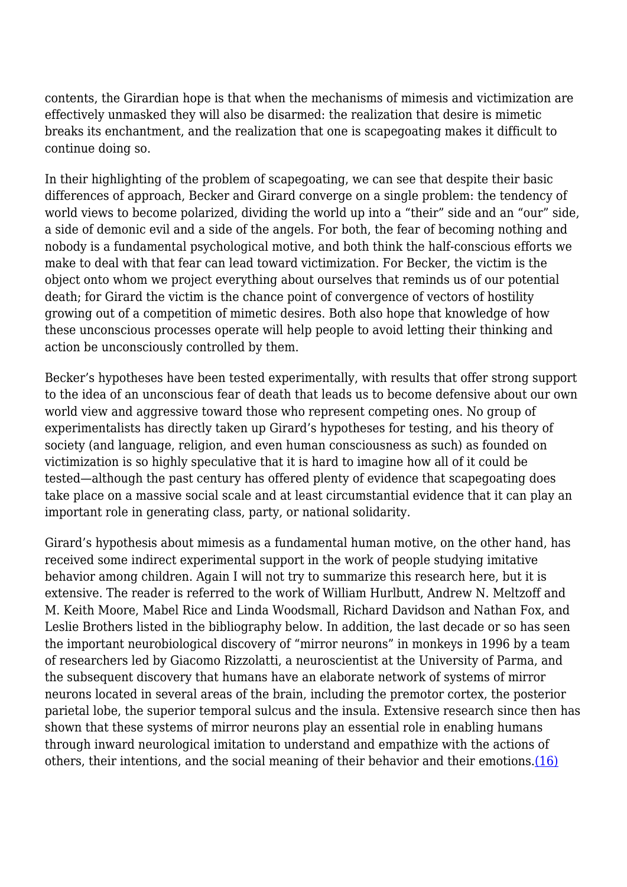contents, the Girardian hope is that when the mechanisms of mimesis and victimization are effectively unmasked they will also be disarmed: the realization that desire is mimetic breaks its enchantment, and the realization that one is scapegoating makes it difficult to continue doing so.

In their highlighting of the problem of scapegoating, we can see that despite their basic differences of approach, Becker and Girard converge on a single problem: the tendency of world views to become polarized, dividing the world up into a "their" side and an "our" side, a side of demonic evil and a side of the angels. For both, the fear of becoming nothing and nobody is a fundamental psychological motive, and both think the half-conscious efforts we make to deal with that fear can lead toward victimization. For Becker, the victim is the object onto whom we project everything about ourselves that reminds us of our potential death; for Girard the victim is the chance point of convergence of vectors of hostility growing out of a competition of mimetic desires. Both also hope that knowledge of how these unconscious processes operate will help people to avoid letting their thinking and action be unconsciously controlled by them.

Becker's hypotheses have been tested experimentally, with results that offer strong support to the idea of an unconscious fear of death that leads us to become defensive about our own world view and aggressive toward those who represent competing ones. No group of experimentalists has directly taken up Girard's hypotheses for testing, and his theory of society (and language, religion, and even human consciousness as such) as founded on victimization is so highly speculative that it is hard to imagine how all of it could be tested—although the past century has offered plenty of evidence that scapegoating does take place on a massive social scale and at least circumstantial evidence that it can play an important role in generating class, party, or national solidarity.

Girard's hypothesis about mimesis as a fundamental human motive, on the other hand, has received some indirect experimental support in the work of people studying imitative behavior among children. Again I will not try to summarize this research here, but it is extensive. The reader is referred to the work of William Hurlbutt, Andrew N. Meltzoff and M. Keith Moore, Mabel Rice and Linda Woodsmall, Richard Davidson and Nathan Fox, and Leslie Brothers listed in the bibliography below. In addition, the last decade or so has seen the important neurobiological discovery of "mirror neurons" in monkeys in 1996 by a team of researchers led by Giacomo Rizzolatti, a neuroscientist at the University of Parma, and the subsequent discovery that humans have an elaborate network of systems of mirror neurons located in several areas of the brain, including the premotor cortex, the posterior parietal lobe, the superior temporal sulcus and the insula. Extensive research since then has shown that these systems of mirror neurons play an essential role in enabling humans through inward neurological imitation to understand and empathize with the actions of others, their intentions, and the social meaning of their behavior and their emotions.(16)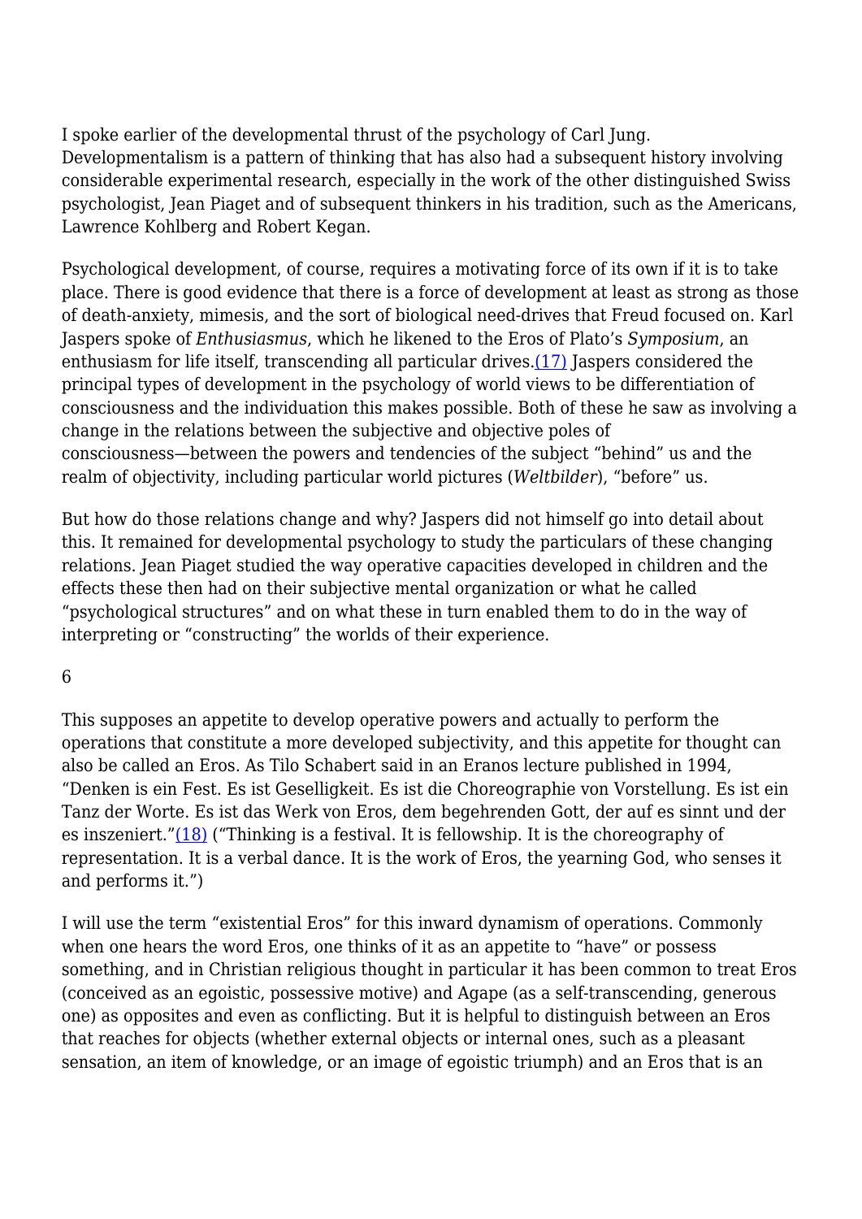I spoke earlier of the developmental thrust of the psychology of Carl Jung. Developmentalism is a pattern of thinking that has also had a subsequent history involving considerable experimental research, especially in the work of the other distinguished Swiss psychologist, Jean Piaget and of subsequent thinkers in his tradition, such as the Americans, Lawrence Kohlberg and Robert Kegan.

Psychological development, of course, requires a motivating force of its own if it is to take place. There is good evidence that there is a force of development at least as strong as those of death-anxiety, mimesis, and the sort of biological need-drives that Freud focused on. Karl Jaspers spoke of *Enthusiasmus*, which he likened to the Eros of Plato's *Symposium*, an enthusiasm for life itself, transcending all particular drives.[17] Jaspers considered the principal types of development in the psychology of world views to be differentiation of consciousness and the individuation this makes possible. Both of these he saw as involving a change in the relations between the subjective and objective poles of consciousness—between the powers and tendencies of the subject "behind" us and the realm of objectivity, including particular world pictures (*Weltbilder*), "before" us.

But how do those relations change and why? Jaspers did not himself go into detail about this. It remained for developmental psychology to study the particulars of these changing relations. Jean Piaget studied the way operative capacities developed in children and the effects these then had on their subjective mental organization or what he called "psychological structures" and on what these in turn enabled them to do in the way of interpreting or "constructing" the worlds of their experience.

6

This supposes an appetite to develop operative powers and actually to perform the operations that constitute a more developed subjectivity, and this appetite for thought can also be called an Eros. As Tilo Schabert said in an Eranos lecture published in 1994, "Denken ist ein Fest. Es ist Geselligkeit. Es ist die Choreographie von Vorstellung. Es ist ein Tanz der Worte. Es ist das Werk von Eros, dem begehrenden Gott, der auf es sinnt und der es inszeniert."[18] ("Thinking is a festival. It is fellowship. It is the choreography of representation. It is a verbal dance. It is the work of Eros, the yearning God, who senses it and performs it.")

I will use the term "existential Eros" for this inward dynamism of operations. Commonly when one hears the word Eros, one thinks of it as an appetite to "have" or possess something, and in Christian religious thought in particular it has been common to treat Eros (conceived as an egoistic, possessive motive) and Agape (as a self-transcending, generous one) as opposites and even as conflicting. But it is helpful to distinguish between an Eros that reaches for objects (whether external objects or internal ones, such as a pleasant sensation, an item of knowledge, or an image of egoistic triumph) and an Eros that is an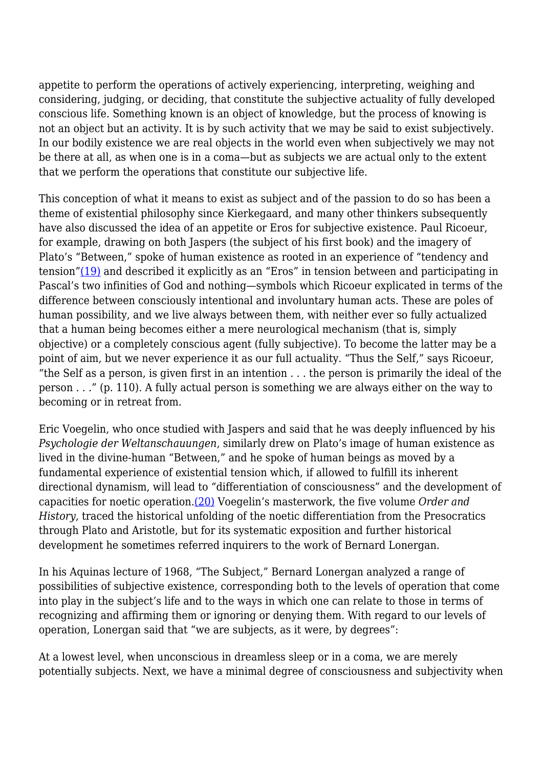appetite to perform the operations of actively experiencing, interpreting, weighing and considering, judging, or deciding, that constitute the subjective actuality of fully developed conscious life. Something known is an object of knowledge, but the process of knowing is not an object but an activity. It is by such activity that we may be said to exist subjectively. In our bodily existence we are real objects in the world even when subjectively we may not be there at all, as when one is in a coma—but as subjects we are actual only to the extent that we perform the operations that constitute our subjective life.

This conception of what it means to exist as subject and of the passion to do so has been a theme of existential philosophy since Kierkegaard, and many other thinkers subsequently have also discussed the idea of an appetite or Eros for subjective existence. Paul Ricoeur, for example, drawing on both Jaspers (the subject of his first book) and the imagery of Plato's "Between," spoke of human existence as rooted in an experience of "tendency and tension"(19) and described it explicitly as an "Eros" in tension between and participating in Pascal's two infinities of God and nothing—symbols which Ricoeur explicated in terms of the difference between consciously intentional and involuntary human acts. These are poles of human possibility, and we live always between them, with neither ever so fully actualized that a human being becomes either a mere neurological mechanism (that is, simply objective) or a completely conscious agent (fully subjective). To become the latter may be a point of aim, but we never experience it as our full actuality. "Thus the Self," says Ricoeur, "the Self as a person, is given first in an intention . . . the person is primarily the ideal of the person . . ." (p. 110). A fully actual person is something we are always either on the way to becoming or in retreat from.

Eric Voegelin, who once studied with Jaspers and said that he was deeply influenced by his *Psychologie der Weltanschauungen*, similarly drew on Plato's image of human existence as lived in the divine-human "Between," and he spoke of human beings as moved by a fundamental experience of existential tension which, if allowed to fulfill its inherent directional dynamism, will lead to "differentiation of consciousness" and the development of capacities for noetic operation.(20) Voegelin's masterwork, the five volume *Order and History*, traced the historical unfolding of the noetic differentiation from the Presocratics through Plato and Aristotle, but for its systematic exposition and further historical development he sometimes referred inquirers to the work of Bernard Lonergan.

In his Aquinas lecture of 1968, "The Subject," Bernard Lonergan analyzed a range of possibilities of subjective existence, corresponding both to the levels of operation that come into play in the subject's life and to the ways in which one can relate to those in terms of recognizing and affirming them or ignoring or denying them. With regard to our levels of operation, Lonergan said that "we are subjects, as it were, by degrees":

At a lowest level, when unconscious in dreamless sleep or in a coma, we are merely potentially subjects. Next, we have a minimal degree of consciousness and subjectivity when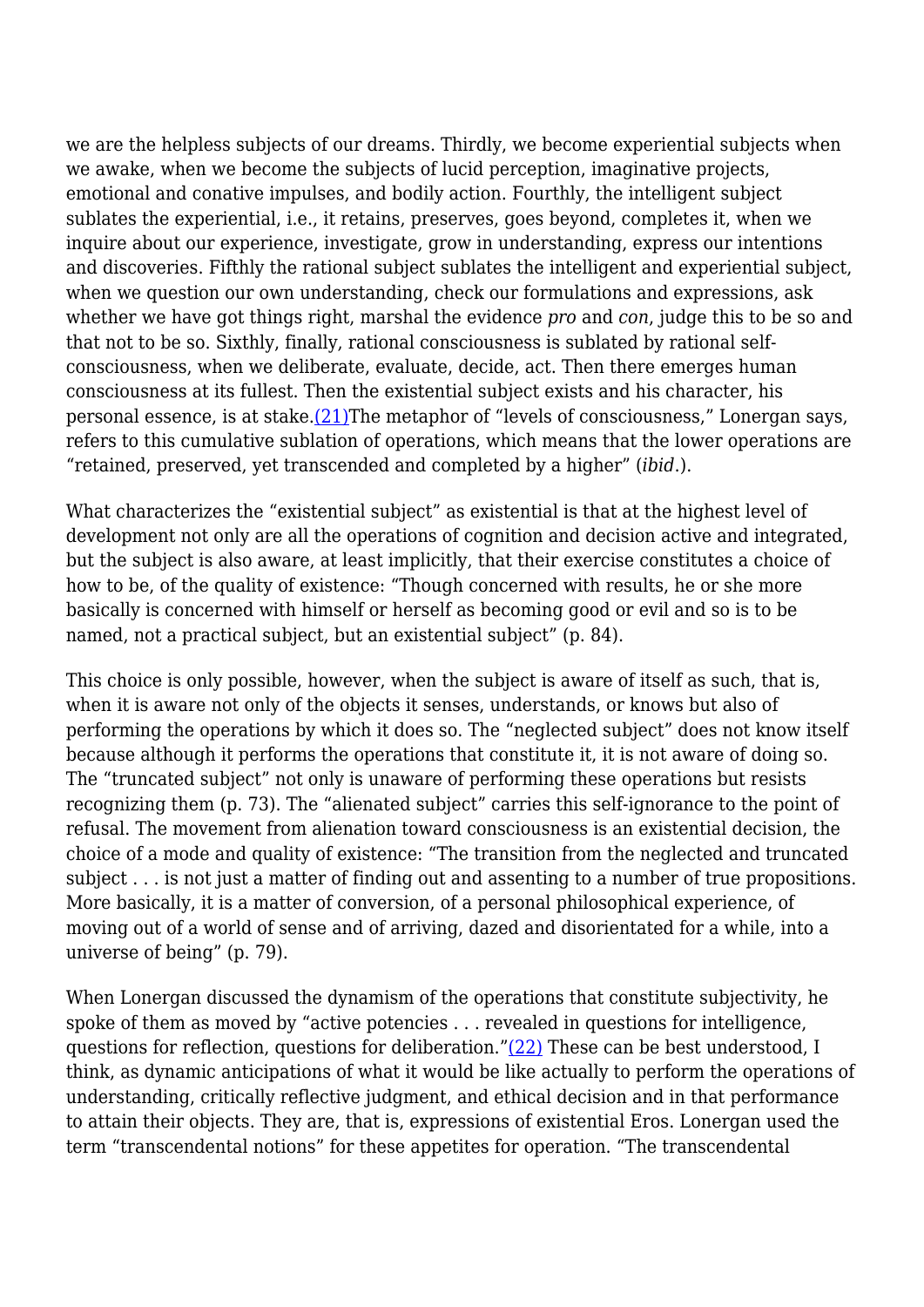we are the helpless subjects of our dreams. Thirdly, we become experiential subjects when we awake, when we become the subjects of lucid perception, imaginative projects, emotional and conative impulses, and bodily action. Fourthly, the intelligent subject sublates the experiential, i.e., it retains, preserves, goes beyond, completes it, when we inquire about our experience, investigate, grow in understanding, express our intentions and discoveries. Fifthly the rational subject sublates the intelligent and experiential subject, when we question our own understanding, check our formulations and expressions, ask whether we have got things right, marshal the evidence *pro* and *con*, judge this to be so and that not to be so. Sixthly, finally, rational consciousness is sublated by rational self-consciousness, when we deliberate, evaluate, decide, act. Then there emerges human consciousness at its fullest. Then the existential subject exists and his character, his personal essence, is at stake.[(21)]The metaphor of "levels of consciousness," Lonergan says, refers to this cumulative sublation of operations, which means that the lower operations are "retained, preserved, yet transcended and completed by a higher" (*ibid*.).

What characterizes the "existential subject" as existential is that at the highest level of development not only are all the operations of cognition and decision active and integrated, but the subject is also aware, at least implicitly, that their exercise constitutes a choice of how to be, of the quality of existence: "Though concerned with results, he or she more basically is concerned with himself or herself as becoming good or evil and so is to be named, not a practical subject, but an existential subject" (p. 84).

This choice is only possible, however, when the subject is aware of itself as such, that is, when it is aware not only of the objects it senses, understands, or knows but also of performing the operations by which it does so. The "neglected subject" does not know itself because although it performs the operations that constitute it, it is not aware of doing so. The "truncated subject" not only is unaware of performing these operations but resists recognizing them (p. 73). The "alienated subject" carries this self-ignorance to the point of refusal. The movement from alienation toward consciousness is an existential decision, the choice of a mode and quality of existence: "The transition from the neglected and truncated subject . . . is not just a matter of finding out and assenting to a number of true propositions. More basically, it is a matter of conversion, of a personal philosophical experience, of moving out of a world of sense and of arriving, dazed and disorientated for a while, into a universe of being" (p. 79).

When Lonergan discussed the dynamism of the operations that constitute subjectivity, he spoke of them as moved by "active potencies . . . revealed in questions for intelligence, questions for reflection, questions for deliberation."[(22)] These can be best understood, I think, as dynamic anticipations of what it would be like actually to perform the operations of understanding, critically reflective judgment, and ethical decision and in that performance to attain their objects. They are, that is, expressions of existential Eros. Lonergan used the term "transcendental notions" for these appetites for operation. "The transcendental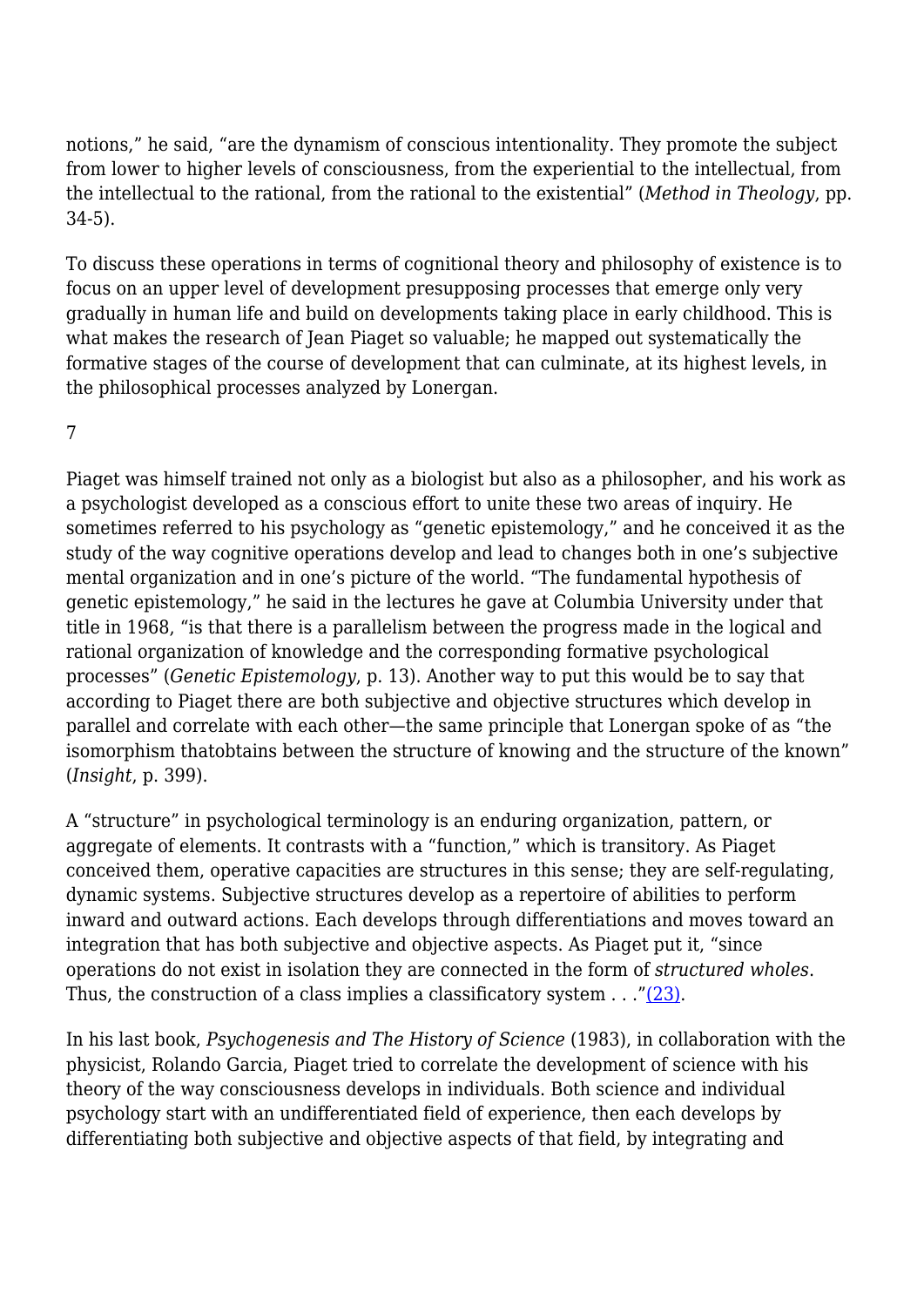notions," he said, "are the dynamism of conscious intentionality. They promote the subject from lower to higher levels of consciousness, from the experiential to the intellectual, from the intellectual to the rational, from the rational to the existential" (*Method in Theology*, pp. 34-5).

To discuss these operations in terms of cognitional theory and philosophy of existence is to focus on an upper level of development presupposing processes that emerge only very gradually in human life and build on developments taking place in early childhood. This is what makes the research of Jean Piaget so valuable; he mapped out systematically the formative stages of the course of development that can culminate, at its highest levels, in the philosophical processes analyzed by Lonergan.

7

Piaget was himself trained not only as a biologist but also as a philosopher, and his work as a psychologist developed as a conscious effort to unite these two areas of inquiry. He sometimes referred to his psychology as "genetic epistemology," and he conceived it as the study of the way cognitive operations develop and lead to changes both in one's subjective mental organization and in one's picture of the world. "The fundamental hypothesis of genetic epistemology," he said in the lectures he gave at Columbia University under that title in 1968, "is that there is a parallelism between the progress made in the logical and rational organization of knowledge and the corresponding formative psychological processes" (*Genetic Epistemology*, p. 13). Another way to put this would be to say that according to Piaget there are both subjective and objective structures which develop in parallel and correlate with each other—the same principle that Lonergan spoke of as "the isomorphism thatobtains between the structure of knowing and the structure of the known" (*Insight*, p. 399).

A "structure" in psychological terminology is an enduring organization, pattern, or aggregate of elements. It contrasts with a "function," which is transitory. As Piaget conceived them, operative capacities are structures in this sense; they are self-regulating, dynamic systems. Subjective structures develop as a repertoire of abilities to perform inward and outward actions. Each develops through differentiations and moves toward an integration that has both subjective and objective aspects. As Piaget put it, "since operations do not exist in isolation they are connected in the form of *structured wholes*. Thus, the construction of a class implies a classificatory system . . ."(23).

In his last book, *Psychogenesis and The History of Science* (1983), in collaboration with the physicist, Rolando Garcia, Piaget tried to correlate the development of science with his theory of the way consciousness develops in individuals. Both science and individual psychology start with an undifferentiated field of experience, then each develops by differentiating both subjective and objective aspects of that field, by integrating and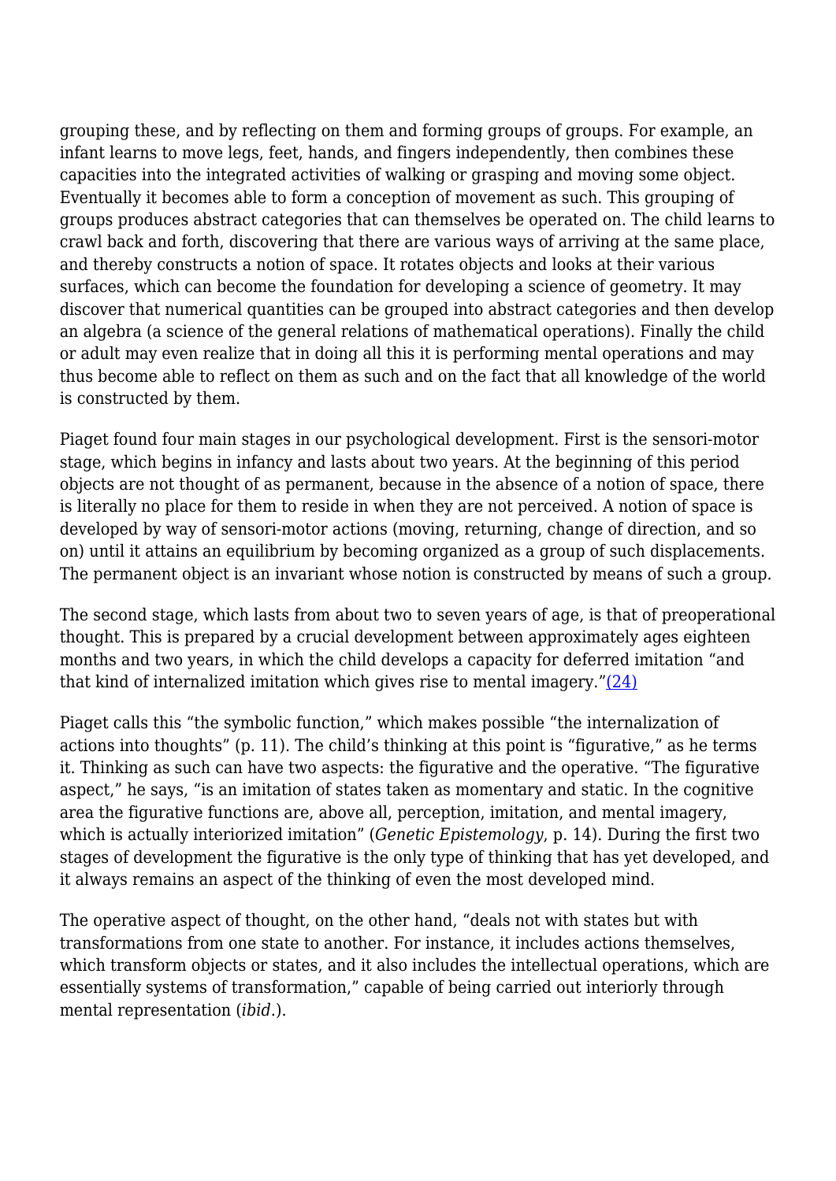grouping these, and by reflecting on them and forming groups of groups. For example, an infant learns to move legs, feet, hands, and fingers independently, then combines these capacities into the integrated activities of walking or grasping and moving some object. Eventually it becomes able to form a conception of movement as such. This grouping of groups produces abstract categories that can themselves be operated on. The child learns to crawl back and forth, discovering that there are various ways of arriving at the same place, and thereby constructs a notion of space. It rotates objects and looks at their various surfaces, which can become the foundation for developing a science of geometry. It may discover that numerical quantities can be grouped into abstract categories and then develop an algebra (a science of the general relations of mathematical operations). Finally the child or adult may even realize that in doing all this it is performing mental operations and may thus become able to reflect on them as such and on the fact that all knowledge of the world is constructed by them.

Piaget found four main stages in our psychological development. First is the sensori-motor stage, which begins in infancy and lasts about two years. At the beginning of this period objects are not thought of as permanent, because in the absence of a notion of space, there is literally no place for them to reside in when they are not perceived. A notion of space is developed by way of sensori-motor actions (moving, returning, change of direction, and so on) until it attains an equilibrium by becoming organized as a group of such displacements. The permanent object is an invariant whose notion is constructed by means of such a group.

The second stage, which lasts from about two to seven years of age, is that of preoperational thought. This is prepared by a crucial development between approximately ages eighteen months and two years, in which the child develops a capacity for deferred imitation "and that kind of internalized imitation which gives rise to mental imagery."(24)

Piaget calls this "the symbolic function," which makes possible "the internalization of actions into thoughts" (p. 11). The child's thinking at this point is "figurative," as he terms it. Thinking as such can have two aspects: the figurative and the operative. "The figurative aspect," he says, "is an imitation of states taken as momentary and static. In the cognitive area the figurative functions are, above all, perception, imitation, and mental imagery, which is actually interiorized imitation" (*Genetic Epistemology*, p. 14). During the first two stages of development the figurative is the only type of thinking that has yet developed, and it always remains an aspect of the thinking of even the most developed mind.

The operative aspect of thought, on the other hand, "deals not with states but with transformations from one state to another. For instance, it includes actions themselves, which transform objects or states, and it also includes the intellectual operations, which are essentially systems of transformation," capable of being carried out interiorly through mental representation (*ibid*.).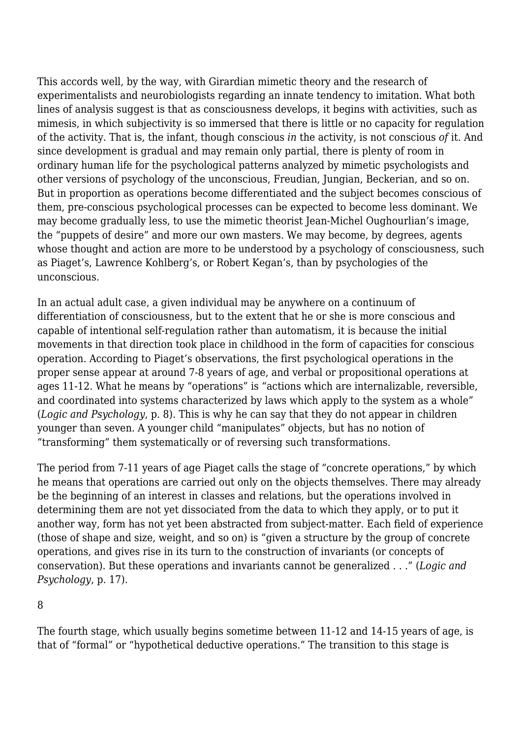This accords well, by the way, with Girardian mimetic theory and the research of experimentalists and neurobiologists regarding an innate tendency to imitation. What both lines of analysis suggest is that as consciousness develops, it begins with activities, such as mimesis, in which subjectivity is so immersed that there is little or no capacity for regulation of the activity. That is, the infant, though conscious *in* the activity, is not conscious *of* it. And since development is gradual and may remain only partial, there is plenty of room in ordinary human life for the psychological patterns analyzed by mimetic psychologists and other versions of psychology of the unconscious, Freudian, Jungian, Beckerian, and so on. But in proportion as operations become differentiated and the subject becomes conscious of them, pre-conscious psychological processes can be expected to become less dominant. We may become gradually less, to use the mimetic theorist Jean-Michel Oughourlian's image, the "puppets of desire" and more our own masters. We may become, by degrees, agents whose thought and action are more to be understood by a psychology of consciousness, such as Piaget's, Lawrence Kohlberg's, or Robert Kegan's, than by psychologies of the unconscious.

In an actual adult case, a given individual may be anywhere on a continuum of differentiation of consciousness, but to the extent that he or she is more conscious and capable of intentional self-regulation rather than automatism, it is because the initial movements in that direction took place in childhood in the form of capacities for conscious operation. According to Piaget's observations, the first psychological operations in the proper sense appear at around 7-8 years of age, and verbal or propositional operations at ages 11-12. What he means by "operations" is "actions which are internalizable, reversible, and coordinated into systems characterized by laws which apply to the system as a whole" (*Logic and Psychology*, p. 8). This is why he can say that they do not appear in children younger than seven. A younger child "manipulates" objects, but has no notion of "transforming" them systematically or of reversing such transformations.

The period from 7-11 years of age Piaget calls the stage of "concrete operations," by which he means that operations are carried out only on the objects themselves. There may already be the beginning of an interest in classes and relations, but the operations involved in determining them are not yet dissociated from the data to which they apply, or to put it another way, form has not yet been abstracted from subject-matter. Each field of experience (those of shape and size, weight, and so on) is "given a structure by the group of concrete operations, and gives rise in its turn to the construction of invariants (or concepts of conservation). But these operations and invariants cannot be generalized . . ." (*Logic and Psychology*, p. 17).

The fourth stage, which usually begins sometime between 11-12 and 14-15 years of age, is that of "formal" or "hypothetical deductive operations." The transition to this stage is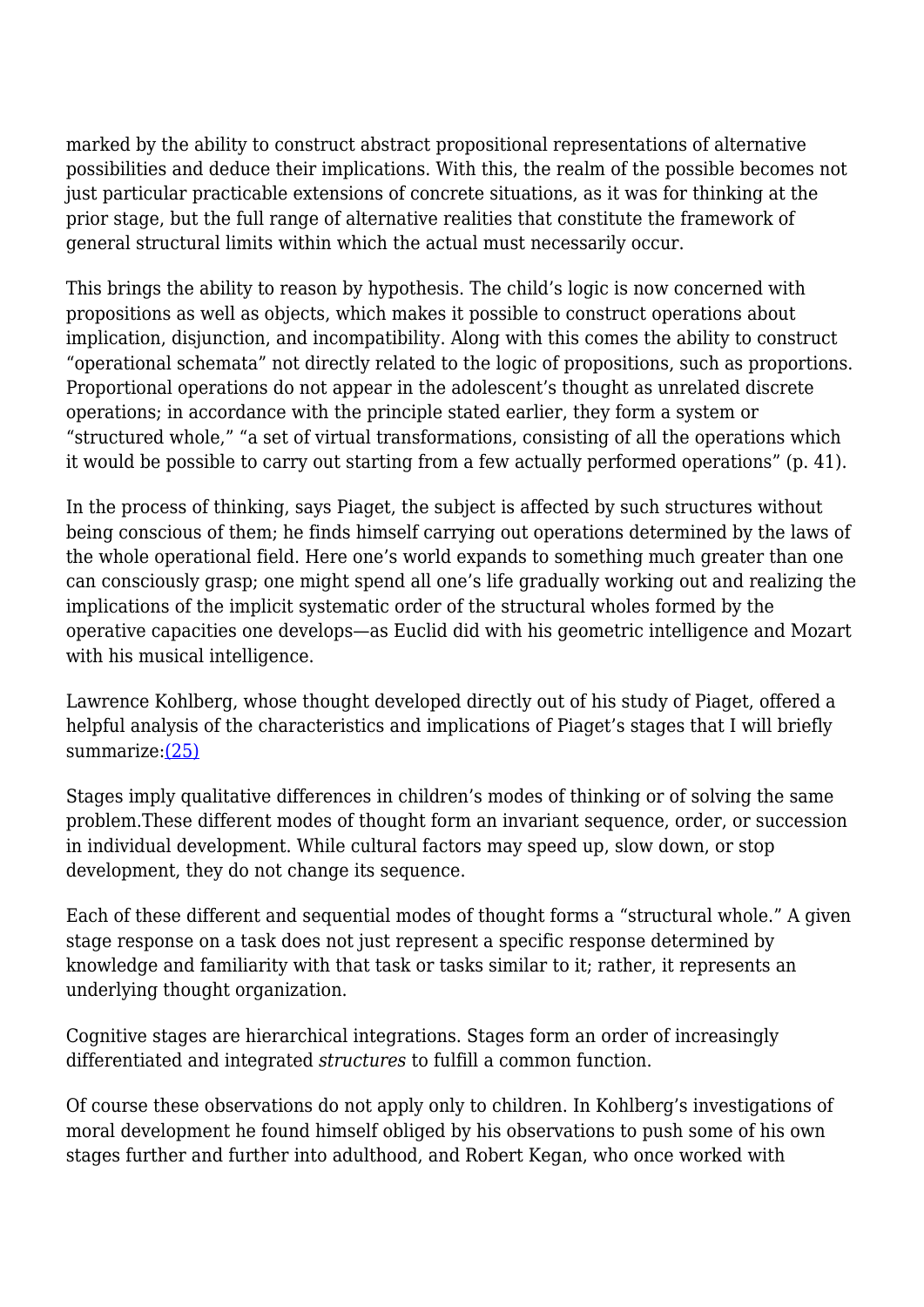marked by the ability to construct abstract propositional representations of alternative possibilities and deduce their implications. With this, the realm of the possible becomes not just particular practicable extensions of concrete situations, as it was for thinking at the prior stage, but the full range of alternative realities that constitute the framework of general structural limits within which the actual must necessarily occur.

This brings the ability to reason by hypothesis. The child's logic is now concerned with propositions as well as objects, which makes it possible to construct operations about implication, disjunction, and incompatibility. Along with this comes the ability to construct "operational schemata" not directly related to the logic of propositions, such as proportions. Proportional operations do not appear in the adolescent's thought as unrelated discrete operations; in accordance with the principle stated earlier, they form a system or "structured whole," "a set of virtual transformations, consisting of all the operations which it would be possible to carry out starting from a few actually performed operations" (p. 41).

In the process of thinking, says Piaget, the subject is affected by such structures without being conscious of them; he finds himself carrying out operations determined by the laws of the whole operational field. Here one's world expands to something much greater than one can consciously grasp; one might spend all one's life gradually working out and realizing the implications of the implicit systematic order of the structural wholes formed by the operative capacities one develops—as Euclid did with his geometric intelligence and Mozart with his musical intelligence.

Lawrence Kohlberg, whose thought developed directly out of his study of Piaget, offered a helpful analysis of the characteristics and implications of Piaget's stages that I will briefly summarize:(25)

Stages imply qualitative differences in children's modes of thinking or of solving the same problem.These different modes of thought form an invariant sequence, order, or succession in individual development. While cultural factors may speed up, slow down, or stop development, they do not change its sequence.

Each of these different and sequential modes of thought forms a "structural whole." A given stage response on a task does not just represent a specific response determined by knowledge and familiarity with that task or tasks similar to it; rather, it represents an underlying thought organization.

Cognitive stages are hierarchical integrations. Stages form an order of increasingly differentiated and integrated *structures* to fulfill a common function.

Of course these observations do not apply only to children. In Kohlberg's investigations of moral development he found himself obliged by his observations to push some of his own stages further and further into adulthood, and Robert Kegan, who once worked with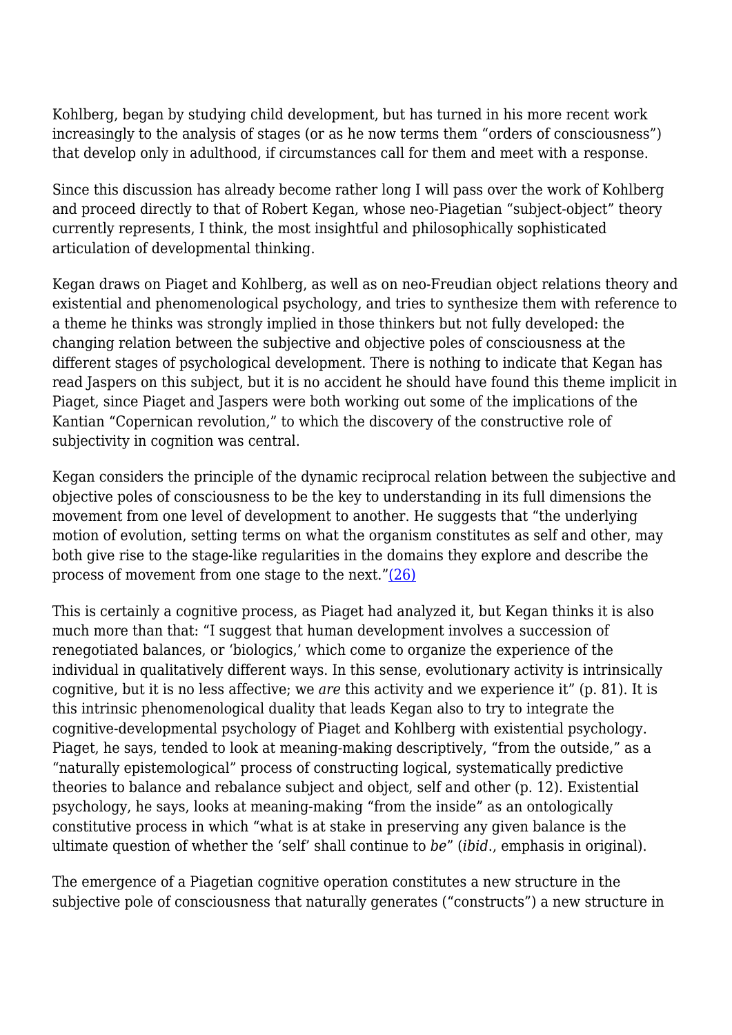Kohlberg, began by studying child development, but has turned in his more recent work increasingly to the analysis of stages (or as he now terms them "orders of consciousness") that develop only in adulthood, if circumstances call for them and meet with a response.

Since this discussion has already become rather long I will pass over the work of Kohlberg and proceed directly to that of Robert Kegan, whose neo-Piagetian "subject-object" theory currently represents, I think, the most insightful and philosophically sophisticated articulation of developmental thinking.

Kegan draws on Piaget and Kohlberg, as well as on neo-Freudian object relations theory and existential and phenomenological psychology, and tries to synthesize them with reference to a theme he thinks was strongly implied in those thinkers but not fully developed: the changing relation between the subjective and objective poles of consciousness at the different stages of psychological development. There is nothing to indicate that Kegan has read Jaspers on this subject, but it is no accident he should have found this theme implicit in Piaget, since Piaget and Jaspers were both working out some of the implications of the Kantian "Copernican revolution," to which the discovery of the constructive role of subjectivity in cognition was central.

Kegan considers the principle of the dynamic reciprocal relation between the subjective and objective poles of consciousness to be the key to understanding in its full dimensions the movement from one level of development to another. He suggests that "the underlying motion of evolution, setting terms on what the organism constitutes as self and other, may both give rise to the stage-like regularities in the domains they explore and describe the process of movement from one stage to the next."(26)

This is certainly a cognitive process, as Piaget had analyzed it, but Kegan thinks it is also much more than that: "I suggest that human development involves a succession of renegotiated balances, or 'biologics,' which come to organize the experience of the individual in qualitatively different ways. In this sense, evolutionary activity is intrinsically cognitive, but it is no less affective; we *are* this activity and we experience it" (p. 81). It is this intrinsic phenomenological duality that leads Kegan also to try to integrate the cognitive-developmental psychology of Piaget and Kohlberg with existential psychology. Piaget, he says, tended to look at meaning-making descriptively, "from the outside," as a "naturally epistemological" process of constructing logical, systematically predictive theories to balance and rebalance subject and object, self and other (p. 12). Existential psychology, he says, looks at meaning-making "from the inside" as an ontologically constitutive process in which "what is at stake in preserving any given balance is the ultimate question of whether the 'self' shall continue to *be*" (*ibid*., emphasis in original).

The emergence of a Piagetian cognitive operation constitutes a new structure in the subjective pole of consciousness that naturally generates ("constructs") a new structure in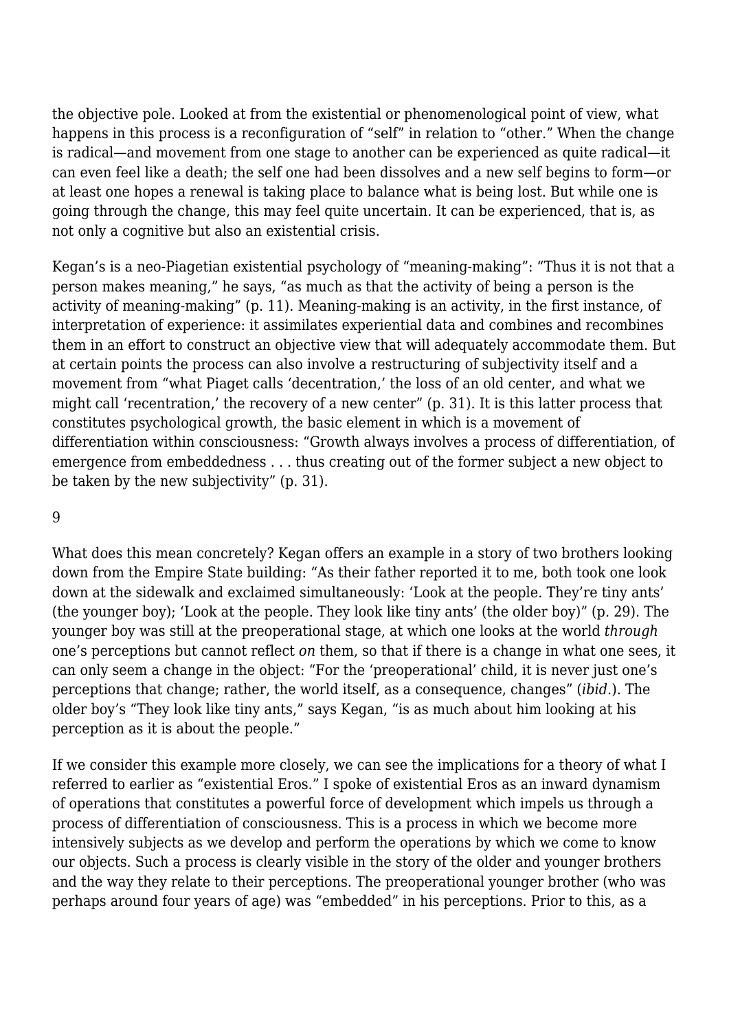the objective pole. Looked at from the existential or phenomenological point of view, what happens in this process is a reconfiguration of "self" in relation to "other." When the change is radical—and movement from one stage to another can be experienced as quite radical—it can even feel like a death; the self one had been dissolves and a new self begins to form—or at least one hopes a renewal is taking place to balance what is being lost. But while one is going through the change, this may feel quite uncertain. It can be experienced, that is, as not only a cognitive but also an existential crisis.

Kegan's is a neo-Piagetian existential psychology of "meaning-making": "Thus it is not that a person makes meaning," he says, "as much as that the activity of being a person is the activity of meaning-making" (p. 11). Meaning-making is an activity, in the first instance, of interpretation of experience: it assimilates experiential data and combines and recombines them in an effort to construct an objective view that will adequately accommodate them. But at certain points the process can also involve a restructuring of subjectivity itself and a movement from "what Piaget calls 'decentration,' the loss of an old center, and what we might call 'recentration,' the recovery of a new center" (p. 31). It is this latter process that constitutes psychological growth, the basic element in which is a movement of differentiation within consciousness: "Growth always involves a process of differentiation, of emergence from embeddedness . . . thus creating out of the former subject a new object to be taken by the new subjectivity" (p. 31).

What does this mean concretely? Kegan offers an example in a story of two brothers looking down from the Empire State building: "As their father reported it to me, both took one look down at the sidewalk and exclaimed simultaneously: 'Look at the people. They're tiny ants' (the younger boy); 'Look at the people. They look like tiny ants' (the older boy)" (p. 29). The younger boy was still at the preoperational stage, at which one looks at the world *through* one's perceptions but cannot reflect *on* them, so that if there is a change in what one sees, it can only seem a change in the object: "For the 'preoperational' child, it is never just one's perceptions that change; rather, the world itself, as a consequence, changes" (*ibid*.). The older boy's "They look like tiny ants," says Kegan, "is as much about him looking at his perception as it is about the people."

If we consider this example more closely, we can see the implications for a theory of what I referred to earlier as "existential Eros." I spoke of existential Eros as an inward dynamism of operations that constitutes a powerful force of development which impels us through a process of differentiation of consciousness. This is a process in which we become more intensively subjects as we develop and perform the operations by which we come to know our objects. Such a process is clearly visible in the story of the older and younger brothers and the way they relate to their perceptions. The preoperational younger brother (who was perhaps around four years of age) was "embedded" in his perceptions. Prior to this, as a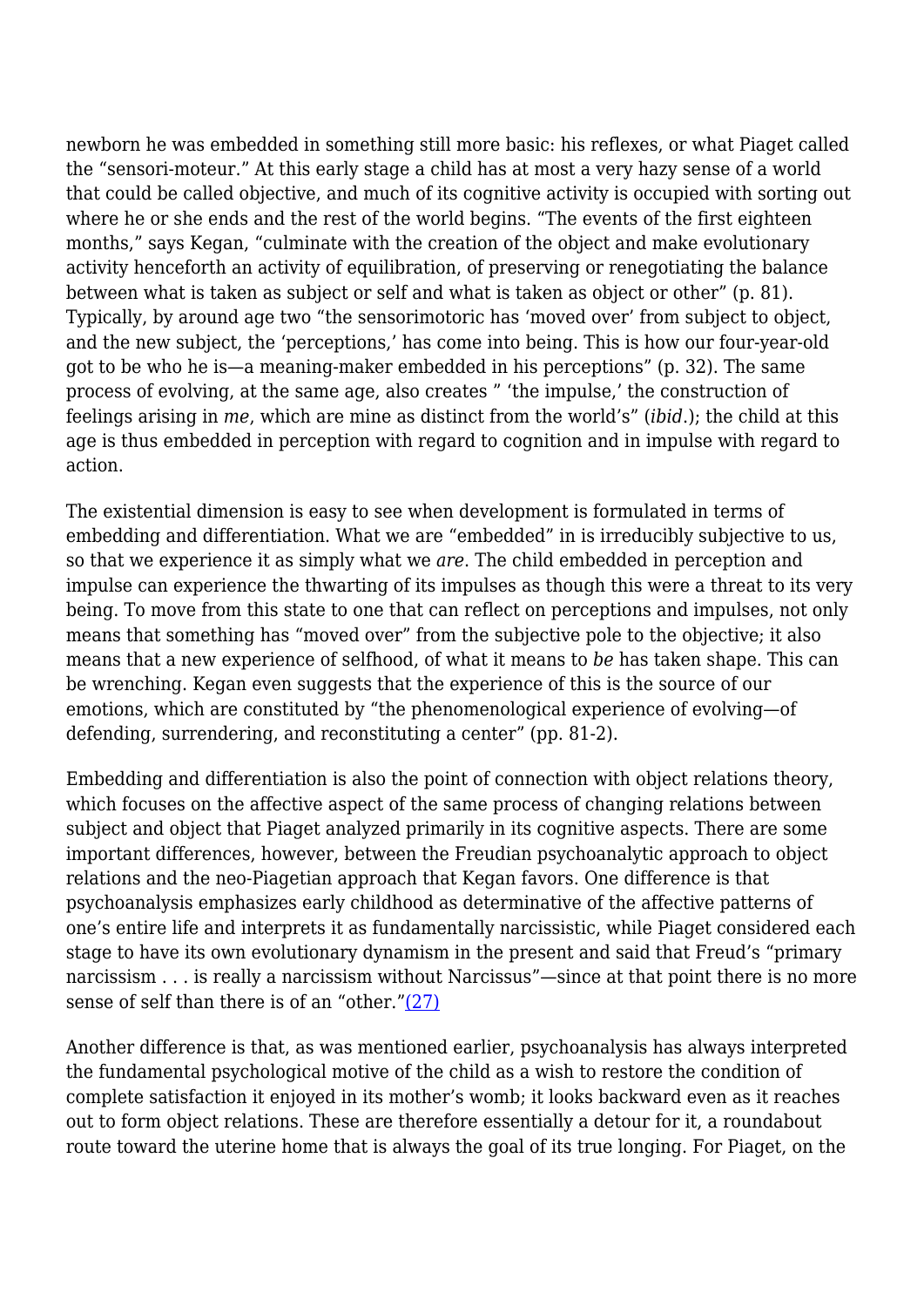newborn he was embedded in something still more basic: his reflexes, or what Piaget called the "sensori-moteur." At this early stage a child has at most a very hazy sense of a world that could be called objective, and much of its cognitive activity is occupied with sorting out where he or she ends and the rest of the world begins. "The events of the first eighteen months," says Kegan, "culminate with the creation of the object and make evolutionary activity henceforth an activity of equilibration, of preserving or renegotiating the balance between what is taken as subject or self and what is taken as object or other" (p. 81). Typically, by around age two "the sensorimotoric has 'moved over' from subject to object, and the new subject, the 'perceptions,' has come into being. This is how our four-year-old got to be who he is—a meaning-maker embedded in his perceptions" (p. 32). The same process of evolving, at the same age, also creates " 'the impulse,' the construction of feelings arising in *me*, which are mine as distinct from the world's" (*ibid*.); the child at this age is thus embedded in perception with regard to cognition and in impulse with regard to action.

The existential dimension is easy to see when development is formulated in terms of embedding and differentiation. What we are "embedded" in is irreducibly subjective to us, so that we experience it as simply what we *are*. The child embedded in perception and impulse can experience the thwarting of its impulses as though this were a threat to its very being. To move from this state to one that can reflect on perceptions and impulses, not only means that something has "moved over" from the subjective pole to the objective; it also means that a new experience of selfhood, of what it means to *be* has taken shape. This can be wrenching. Kegan even suggests that the experience of this is the source of our emotions, which are constituted by "the phenomenological experience of evolving—of defending, surrendering, and reconstituting a center" (pp. 81-2).

Embedding and differentiation is also the point of connection with object relations theory, which focuses on the affective aspect of the same process of changing relations between subject and object that Piaget analyzed primarily in its cognitive aspects. There are some important differences, however, between the Freudian psychoanalytic approach to object relations and the neo-Piagetian approach that Kegan favors. One difference is that psychoanalysis emphasizes early childhood as determinative of the affective patterns of one's entire life and interprets it as fundamentally narcissistic, while Piaget considered each stage to have its own evolutionary dynamism in the present and said that Freud's "primary narcissism . . . is really a narcissism without Narcissus"—since at that point there is no more sense of self than there is of an "other."(27)

Another difference is that, as was mentioned earlier, psychoanalysis has always interpreted the fundamental psychological motive of the child as a wish to restore the condition of complete satisfaction it enjoyed in its mother's womb; it looks backward even as it reaches out to form object relations. These are therefore essentially a detour for it, a roundabout route toward the uterine home that is always the goal of its true longing. For Piaget, on the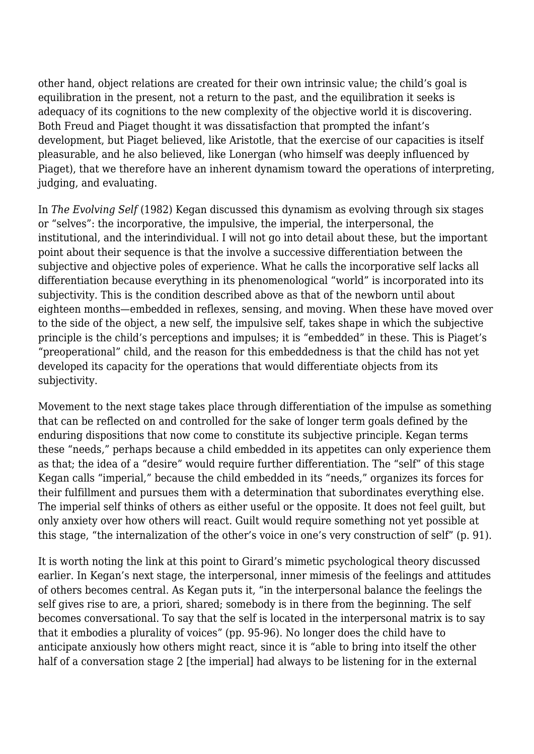other hand, object relations are created for their own intrinsic value; the child's goal is equilibration in the present, not a return to the past, and the equilibration it seeks is adequacy of its cognitions to the new complexity of the objective world it is discovering. Both Freud and Piaget thought it was dissatisfaction that prompted the infant's development, but Piaget believed, like Aristotle, that the exercise of our capacities is itself pleasurable, and he also believed, like Lonergan (who himself was deeply influenced by Piaget), that we therefore have an inherent dynamism toward the operations of interpreting, judging, and evaluating.

In *The Evolving Self* (1982) Kegan discussed this dynamism as evolving through six stages or "selves": the incorporative, the impulsive, the imperial, the interpersonal, the institutional, and the interindividual. I will not go into detail about these, but the important point about their sequence is that the involve a successive differentiation between the subjective and objective poles of experience. What he calls the incorporative self lacks all differentiation because everything in its phenomenological "world" is incorporated into its subjectivity. This is the condition described above as that of the newborn until about eighteen months—embedded in reflexes, sensing, and moving. When these have moved over to the side of the object, a new self, the impulsive self, takes shape in which the subjective principle is the child's perceptions and impulses; it is "embedded" in these. This is Piaget's "preoperational" child, and the reason for this embeddedness is that the child has not yet developed its capacity for the operations that would differentiate objects from its subjectivity.

Movement to the next stage takes place through differentiation of the impulse as something that can be reflected on and controlled for the sake of longer term goals defined by the enduring dispositions that now come to constitute its subjective principle. Kegan terms these "needs," perhaps because a child embedded in its appetites can only experience them as that; the idea of a "desire" would require further differentiation. The "self" of this stage Kegan calls "imperial," because the child embedded in its "needs," organizes its forces for their fulfillment and pursues them with a determination that subordinates everything else. The imperial self thinks of others as either useful or the opposite. It does not feel guilt, but only anxiety over how others will react. Guilt would require something not yet possible at this stage, "the internalization of the other's voice in one's very construction of self" (p. 91).

It is worth noting the link at this point to Girard's mimetic psychological theory discussed earlier. In Kegan's next stage, the interpersonal, inner mimesis of the feelings and attitudes of others becomes central. As Kegan puts it, "in the interpersonal balance the feelings the self gives rise to are, a priori, shared; somebody is in there from the beginning. The self becomes conversational. To say that the self is located in the interpersonal matrix is to say that it embodies a plurality of voices" (pp. 95-96). No longer does the child have to anticipate anxiously how others might react, since it is "able to bring into itself the other half of a conversation stage 2 [the imperial] had always to be listening for in the external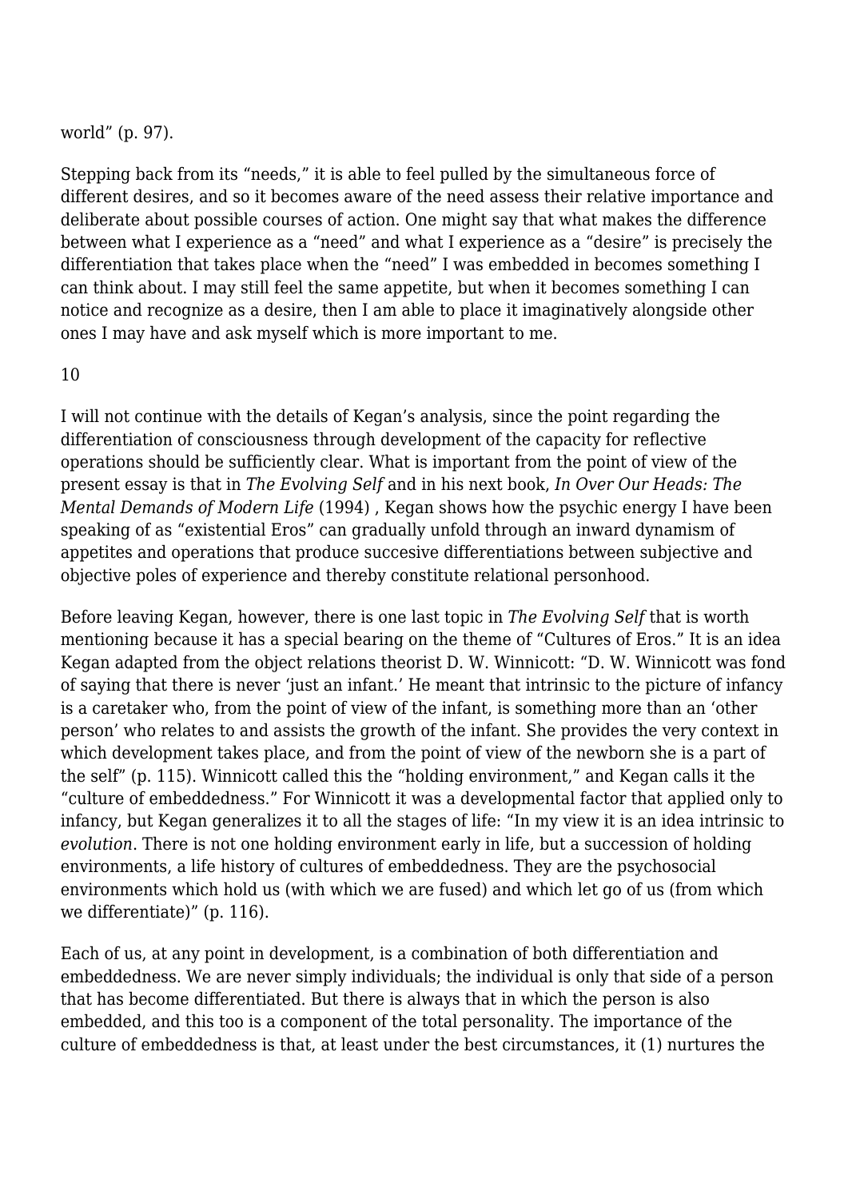world” (p. 97).

Stepping back from its “needs,” it is able to feel pulled by the simultaneous force of different desires, and so it becomes aware of the need assess their relative importance and deliberate about possible courses of action. One might say that what makes the difference between what I experience as a “need” and what I experience as a “desire” is precisely the differentiation that takes place when the “need” I was embedded in becomes something I can think about. I may still feel the same appetite, but when it becomes something I can notice and recognize as a desire, then I am able to place it imaginatively alongside other ones I may have and ask myself which is more important to me.

10

I will not continue with the details of Kegan’s analysis, since the point regarding the differentiation of consciousness through development of the capacity for reflective operations should be sufficiently clear. What is important from the point of view of the present essay is that in *The Evolving Self* and in his next book, *In Over Our Heads: The Mental Demands of Modern Life* (1994) , Kegan shows how the psychic energy I have been speaking of as “existential Eros” can gradually unfold through an inward dynamism of appetites and operations that produce succesive differentiations between subjective and objective poles of experience and thereby constitute relational personhood.

Before leaving Kegan, however, there is one last topic in *The Evolving Self* that is worth mentioning because it has a special bearing on the theme of “Cultures of Eros.” It is an idea Kegan adapted from the object relations theorist D. W. Winnicott: “D. W. Winnicott was fond of saying that there is never ‘just an infant.’ He meant that intrinsic to the picture of infancy is a caretaker who, from the point of view of the infant, is something more than an ‘other person’ who relates to and assists the growth of the infant. She provides the very context in which development takes place, and from the point of view of the newborn she is a part of the self” (p. 115). Winnicott called this the “holding environment,” and Kegan calls it the “culture of embeddedness.” For Winnicott it was a developmental factor that applied only to infancy, but Kegan generalizes it to all the stages of life: “In my view it is an idea intrinsic to *evolution*. There is not one holding environment early in life, but a succession of holding environments, a life history of cultures of embeddedness. They are the psychosocial environments which hold us (with which we are fused) and which let go of us (from which we differentiate)” (p. 116).

Each of us, at any point in development, is a combination of both differentiation and embeddedness. We are never simply individuals; the individual is only that side of a person that has become differentiated. But there is always that in which the person is also embedded, and this too is a component of the total personality. The importance of the culture of embeddedness is that, at least under the best circumstances, it (1) nurtures the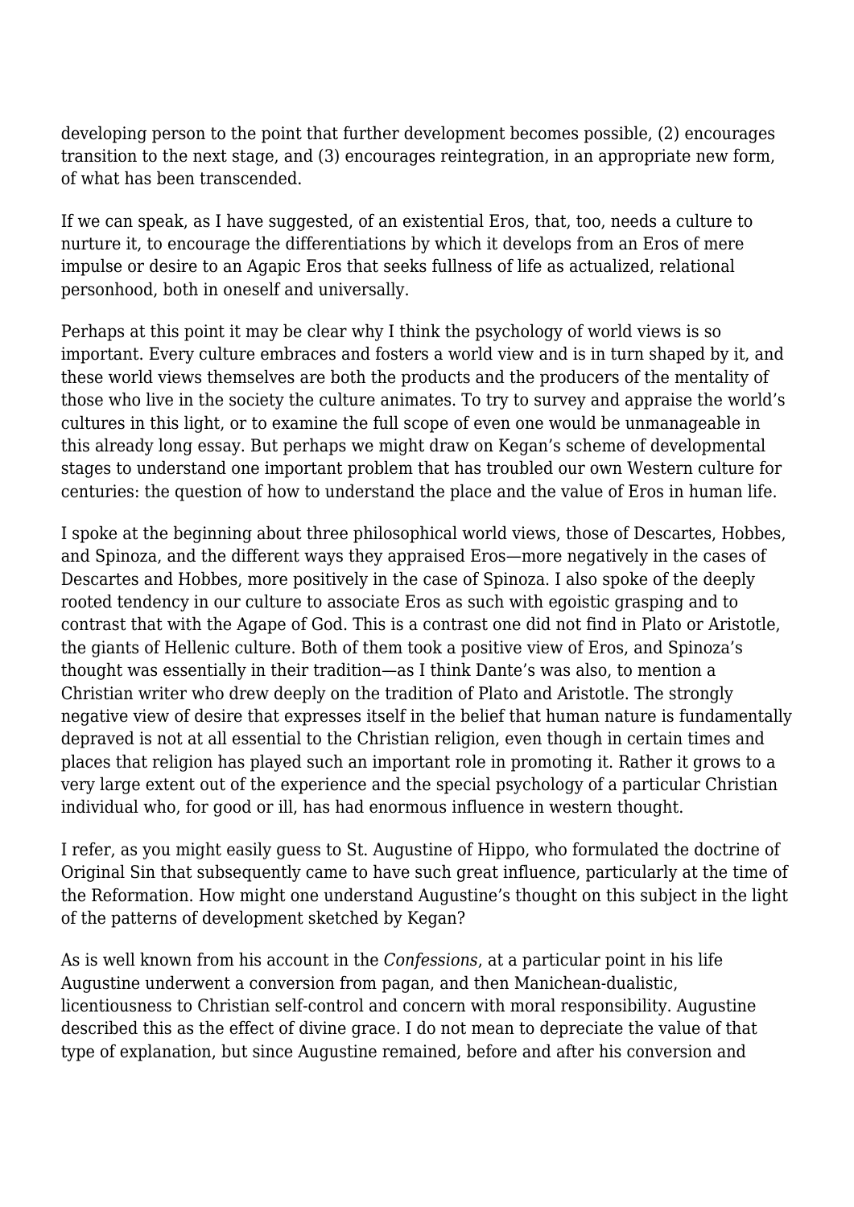developing person to the point that further development becomes possible, (2) encourages transition to the next stage, and (3) encourages reintegration, in an appropriate new form, of what has been transcended.

If we can speak, as I have suggested, of an existential Eros, that, too, needs a culture to nurture it, to encourage the differentiations by which it develops from an Eros of mere impulse or desire to an Agapic Eros that seeks fullness of life as actualized, relational personhood, both in oneself and universally.

Perhaps at this point it may be clear why I think the psychology of world views is so important. Every culture embraces and fosters a world view and is in turn shaped by it, and these world views themselves are both the products and the producers of the mentality of those who live in the society the culture animates. To try to survey and appraise the world's cultures in this light, or to examine the full scope of even one would be unmanageable in this already long essay. But perhaps we might draw on Kegan's scheme of developmental stages to understand one important problem that has troubled our own Western culture for centuries: the question of how to understand the place and the value of Eros in human life.

I spoke at the beginning about three philosophical world views, those of Descartes, Hobbes, and Spinoza, and the different ways they appraised Eros—more negatively in the cases of Descartes and Hobbes, more positively in the case of Spinoza. I also spoke of the deeply rooted tendency in our culture to associate Eros as such with egoistic grasping and to contrast that with the Agape of God. This is a contrast one did not find in Plato or Aristotle, the giants of Hellenic culture. Both of them took a positive view of Eros, and Spinoza's thought was essentially in their tradition—as I think Dante's was also, to mention a Christian writer who drew deeply on the tradition of Plato and Aristotle. The strongly negative view of desire that expresses itself in the belief that human nature is fundamentally depraved is not at all essential to the Christian religion, even though in certain times and places that religion has played such an important role in promoting it. Rather it grows to a very large extent out of the experience and the special psychology of a particular Christian individual who, for good or ill, has had enormous influence in western thought.

I refer, as you might easily guess to St. Augustine of Hippo, who formulated the doctrine of Original Sin that subsequently came to have such great influence, particularly at the time of the Reformation. How might one understand Augustine's thought on this subject in the light of the patterns of development sketched by Kegan?

As is well known from his account in the *Confessions*, at a particular point in his life Augustine underwent a conversion from pagan, and then Manichean-dualistic, licentiousness to Christian self-control and concern with moral responsibility. Augustine described this as the effect of divine grace. I do not mean to depreciate the value of that type of explanation, but since Augustine remained, before and after his conversion and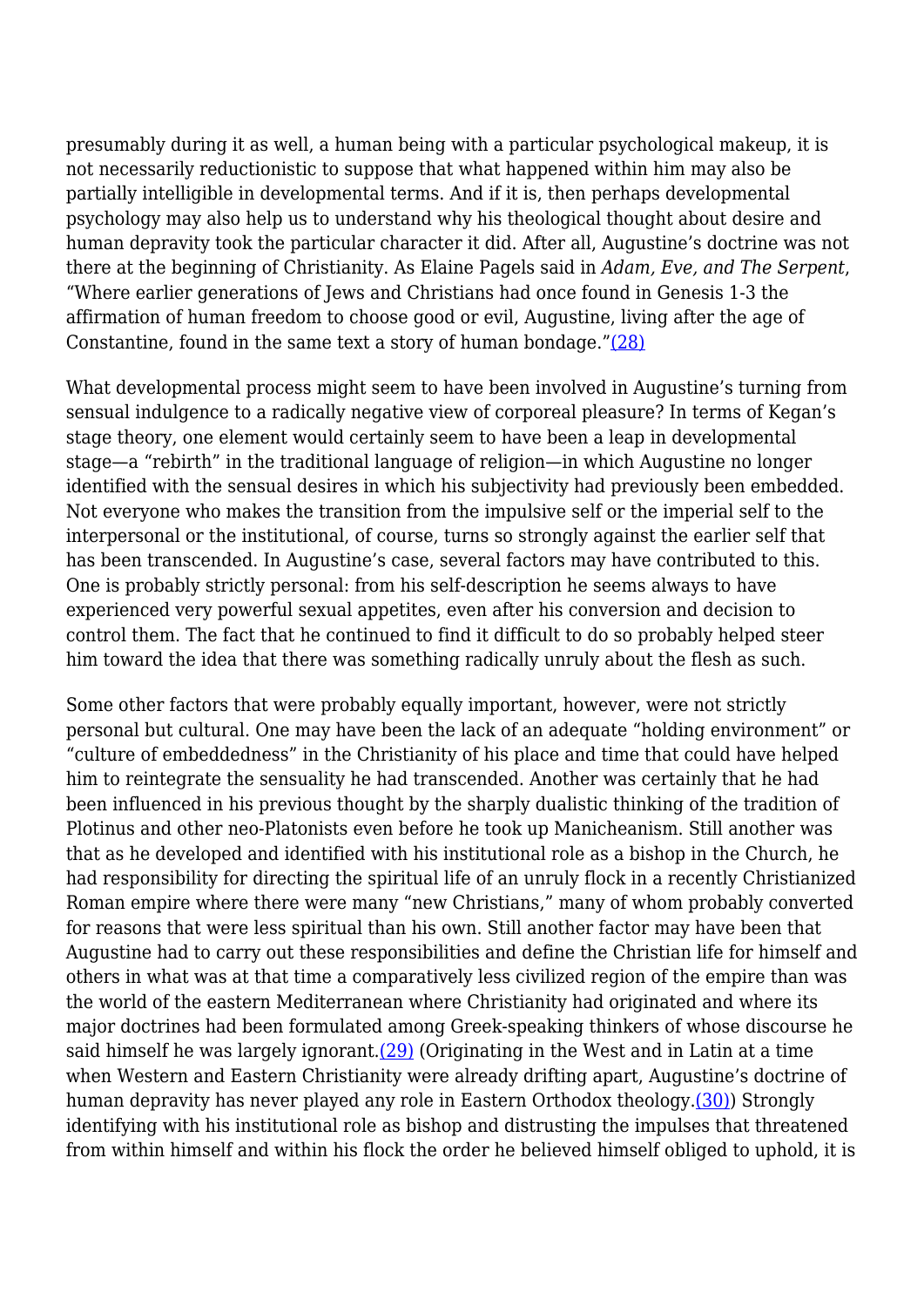presumably during it as well, a human being with a particular psychological makeup, it is not necessarily reductionistic to suppose that what happened within him may also be partially intelligible in developmental terms. And if it is, then perhaps developmental psychology may also help us to understand why his theological thought about desire and human depravity took the particular character it did. After all, Augustine's doctrine was not there at the beginning of Christianity. As Elaine Pagels said in *Adam, Eve, and The Serpent*, "Where earlier generations of Jews and Christians had once found in Genesis 1-3 the affirmation of human freedom to choose good or evil, Augustine, living after the age of Constantine, found in the same text a story of human bondage."[(28)]

What developmental process might seem to have been involved in Augustine's turning from sensual indulgence to a radically negative view of corporeal pleasure? In terms of Kegan's stage theory, one element would certainly seem to have been a leap in developmental stage—a "rebirth" in the traditional language of religion—in which Augustine no longer identified with the sensual desires in which his subjectivity had previously been embedded. Not everyone who makes the transition from the impulsive self or the imperial self to the interpersonal or the institutional, of course, turns so strongly against the earlier self that has been transcended. In Augustine's case, several factors may have contributed to this. One is probably strictly personal: from his self-description he seems always to have experienced very powerful sexual appetites, even after his conversion and decision to control them. The fact that he continued to find it difficult to do so probably helped steer him toward the idea that there was something radically unruly about the flesh as such.

Some other factors that were probably equally important, however, were not strictly personal but cultural. One may have been the lack of an adequate "holding environment" or "culture of embeddedness" in the Christianity of his place and time that could have helped him to reintegrate the sensuality he had transcended. Another was certainly that he had been influenced in his previous thought by the sharply dualistic thinking of the tradition of Plotinus and other neo-Platonists even before he took up Manicheanism. Still another was that as he developed and identified with his institutional role as a bishop in the Church, he had responsibility for directing the spiritual life of an unruly flock in a recently Christianized Roman empire where there were many "new Christians," many of whom probably converted for reasons that were less spiritual than his own. Still another factor may have been that Augustine had to carry out these responsibilities and define the Christian life for himself and others in what was at that time a comparatively less civilized region of the empire than was the world of the eastern Mediterranean where Christianity had originated and where its major doctrines had been formulated among Greek-speaking thinkers of whose discourse he said himself he was largely ignorant.[(29)] (Originating in the West and in Latin at a time when Western and Eastern Christianity were already drifting apart, Augustine's doctrine of human depravity has never played any role in Eastern Orthodox theology.[(30)]) Strongly identifying with his institutional role as bishop and distrusting the impulses that threatened from within himself and within his flock the order he believed himself obliged to uphold, it is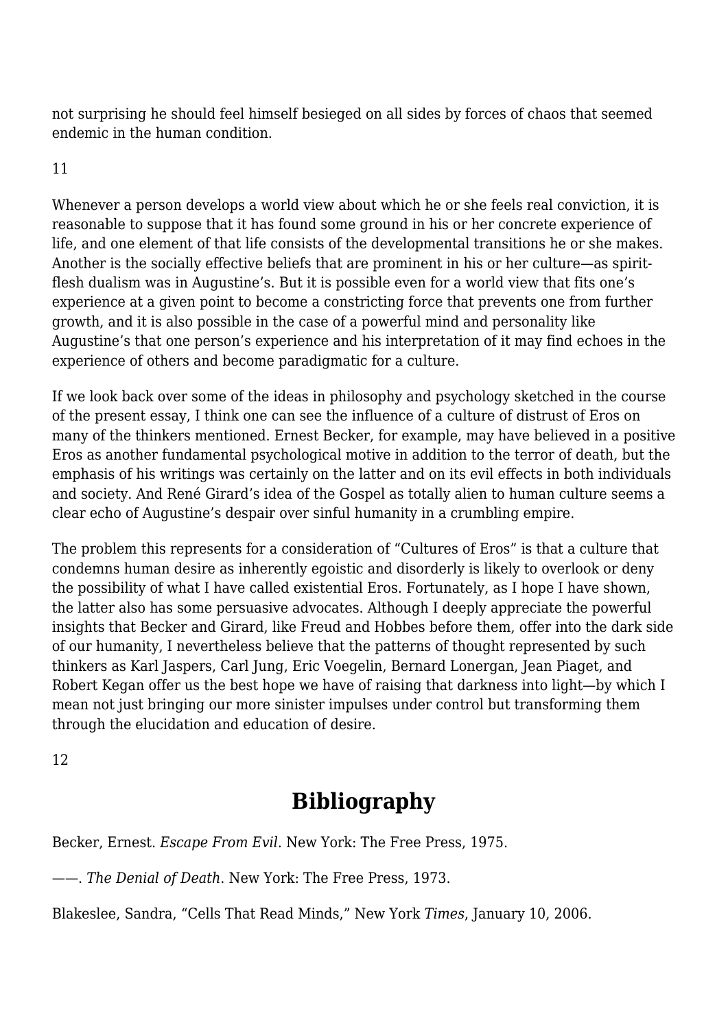not surprising he should feel himself besieged on all sides by forces of chaos that seemed endemic in the human condition.

Whenever a person develops a world view about which he or she feels real conviction, it is reasonable to suppose that it has found some ground in his or her concrete experience of life, and one element of that life consists of the developmental transitions he or she makes. Another is the socially effective beliefs that are prominent in his or her culture—as spirit-flesh dualism was in Augustine's. But it is possible even for a world view that fits one's experience at a given point to become a constricting force that prevents one from further growth, and it is also possible in the case of a powerful mind and personality like Augustine's that one person's experience and his interpretation of it may find echoes in the experience of others and become paradigmatic for a culture.

If we look back over some of the ideas in philosophy and psychology sketched in the course of the present essay, I think one can see the influence of a culture of distrust of Eros on many of the thinkers mentioned. Ernest Becker, for example, may have believed in a positive Eros as another fundamental psychological motive in addition to the terror of death, but the emphasis of his writings was certainly on the latter and on its evil effects in both individuals and society. And René Girard's idea of the Gospel as totally alien to human culture seems a clear echo of Augustine's despair over sinful humanity in a crumbling empire.

The problem this represents for a consideration of "Cultures of Eros" is that a culture that condemns human desire as inherently egoistic and disorderly is likely to overlook or deny the possibility of what I have called existential Eros. Fortunately, as I hope I have shown, the latter also has some persuasive advocates. Although I deeply appreciate the powerful insights that Becker and Girard, like Freud and Hobbes before them, offer into the dark side of our humanity, I nevertheless believe that the patterns of thought represented by such thinkers as Karl Jaspers, Carl Jung, Eric Voegelin, Bernard Lonergan, Jean Piaget, and Robert Kegan offer us the best hope we have of raising that darkness into light—by which I mean not just bringing our more sinister impulses under control but transforming them through the elucidation and education of desire.

## Bibliography

Becker, Ernest. *Escape From Evil*. New York: The Free Press, 1975.

——. *The Denial of Death*. New York: The Free Press, 1973.

Blakeslee, Sandra, "Cells That Read Minds," New York *Times*, January 10, 2006.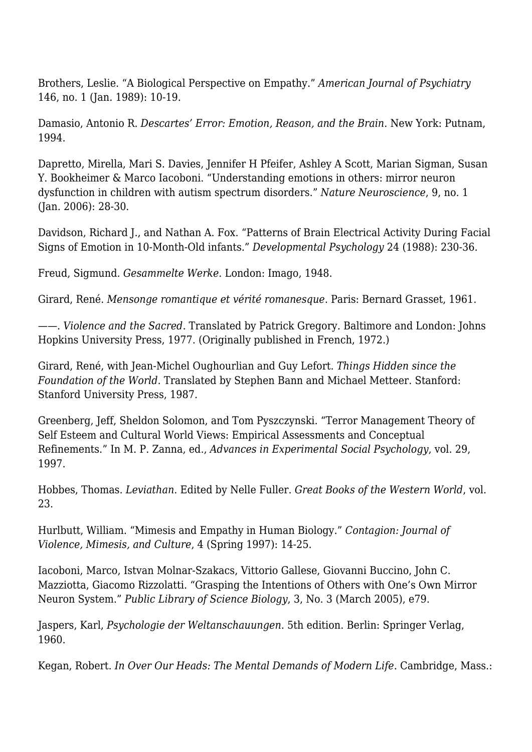Brothers, Leslie. "A Biological Perspective on Empathy." *American Journal of Psychiatry* 146, no. 1 (Jan. 1989): 10-19.

Damasio, Antonio R. *Descartes' Error: Emotion, Reason, and the Brain*. New York: Putnam, 1994.

Dapretto, Mirella, Mari S. Davies, Jennifer H Pfeifer, Ashley A Scott, Marian Sigman, Susan Y. Bookheimer & Marco Iacoboni. "Understanding emotions in others: mirror neuron dysfunction in children with autism spectrum disorders." *Nature Neuroscience*, 9, no. 1 (Jan. 2006): 28-30.

Davidson, Richard J., and Nathan A. Fox. "Patterns of Brain Electrical Activity During Facial Signs of Emotion in 10-Month-Old infants." *Developmental Psychology* 24 (1988): 230-36.

Freud, Sigmund. *Gesammelte Werke*. London: Imago, 1948.

Girard, René. *Mensonge romantique et vérité romanesque*. Paris: Bernard Grasset, 1961.

——. *Violence and the Sacred*. Translated by Patrick Gregory. Baltimore and London: Johns Hopkins University Press, 1977. (Originally published in French, 1972.)

Girard, René, with Jean-Michel Oughourlian and Guy Lefort. *Things Hidden since the Foundation of the World*. Translated by Stephen Bann and Michael Metteer. Stanford: Stanford University Press, 1987.

Greenberg, Jeff, Sheldon Solomon, and Tom Pyszczynski. "Terror Management Theory of Self Esteem and Cultural World Views: Empirical Assessments and Conceptual Refinements." In M. P. Zanna, ed., *Advances in Experimental Social Psychology*, vol. 29, 1997.

Hobbes, Thomas. *Leviathan*. Edited by Nelle Fuller. *Great Books of the Western World*, vol. 23.

Hurlbutt, William. "Mimesis and Empathy in Human Biology." *Contagion: Journal of Violence, Mimesis, and Culture*, 4 (Spring 1997): 14-25.

Iacoboni, Marco, Istvan Molnar-Szakacs, Vittorio Gallese, Giovanni Buccino, John C. Mazziotta, Giacomo Rizzolatti. "Grasping the Intentions of Others with One's Own Mirror Neuron System." *Public Library of Science Biology*, 3, No. 3 (March 2005), e79.

Jaspers, Karl, *Psychologie der Weltanschauungen*. 5th edition. Berlin: Springer Verlag, 1960.

Kegan, Robert. *In Over Our Heads: The Mental Demands of Modern Life*. Cambridge, Mass.: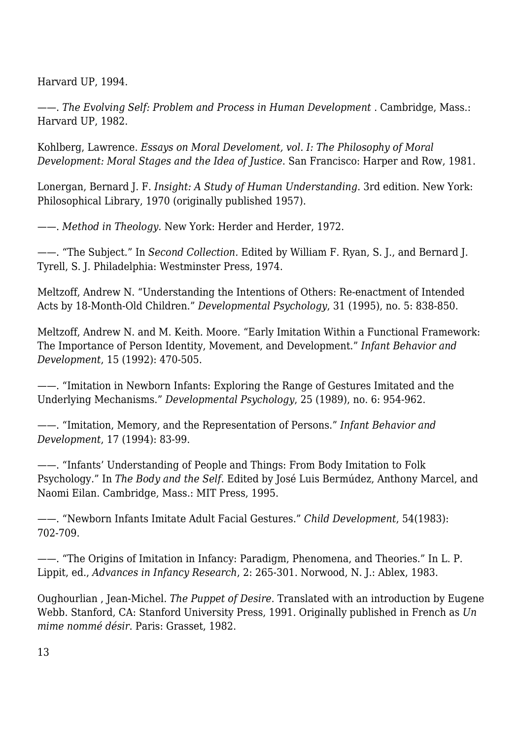Harvard UP, 1994.

——. *The Evolving Self: Problem and Process in Human Development* . Cambridge, Mass.: Harvard UP, 1982.

Kohlberg, Lawrence. *Essays on Moral Develoment, vol. I: The Philosophy of Moral Development: Moral Stages and the Idea of Justice.* San Francisco: Harper and Row, 1981.

Lonergan, Bernard J. F. *Insight: A Study of Human Understanding.* 3rd edition. New York: Philosophical Library, 1970 (originally published 1957).

——. *Method in Theology.* New York: Herder and Herder, 1972.

——. "The Subject." In *Second Collection.* Edited by William F. Ryan, S. J., and Bernard J. Tyrell, S. J. Philadelphia: Westminster Press, 1974.

Meltzoff, Andrew N. "Understanding the Intentions of Others: Re-enactment of Intended Acts by 18-Month-Old Children." *Developmental Psychology*, 31 (1995), no. 5: 838-850.

Meltzoff, Andrew N. and M. Keith. Moore. "Early Imitation Within a Functional Framework: The Importance of Person Identity, Movement, and Development." *Infant Behavior and Development*, 15 (1992): 470-505.

——. "Imitation in Newborn Infants: Exploring the Range of Gestures Imitated and the Underlying Mechanisms." *Developmental Psychology*, 25 (1989), no. 6: 954-962.

——. "Imitation, Memory, and the Representation of Persons." *Infant Behavior and Development*, 17 (1994): 83-99.

——. "Infants' Understanding of People and Things: From Body Imitation to Folk Psychology." In *The Body and the Self*. Edited by José Luis Bermúdez, Anthony Marcel, and Naomi Eilan. Cambridge, Mass.: MIT Press, 1995.

——. "Newborn Infants Imitate Adult Facial Gestures." *Child Development*, 54(1983): 702-709.

——. "The Origins of Imitation in Infancy: Paradigm, Phenomena, and Theories." In L. P. Lippit, ed., *Advances in Infancy Research*, 2: 265-301. Norwood, N. J.: Ablex, 1983.

Oughourlian , Jean-Michel. *The Puppet of Desire*. Translated with an introduction by Eugene Webb. Stanford, CA: Stanford University Press, 1991. Originally published in French as *Un mime nommé désir*. Paris: Grasset, 1982.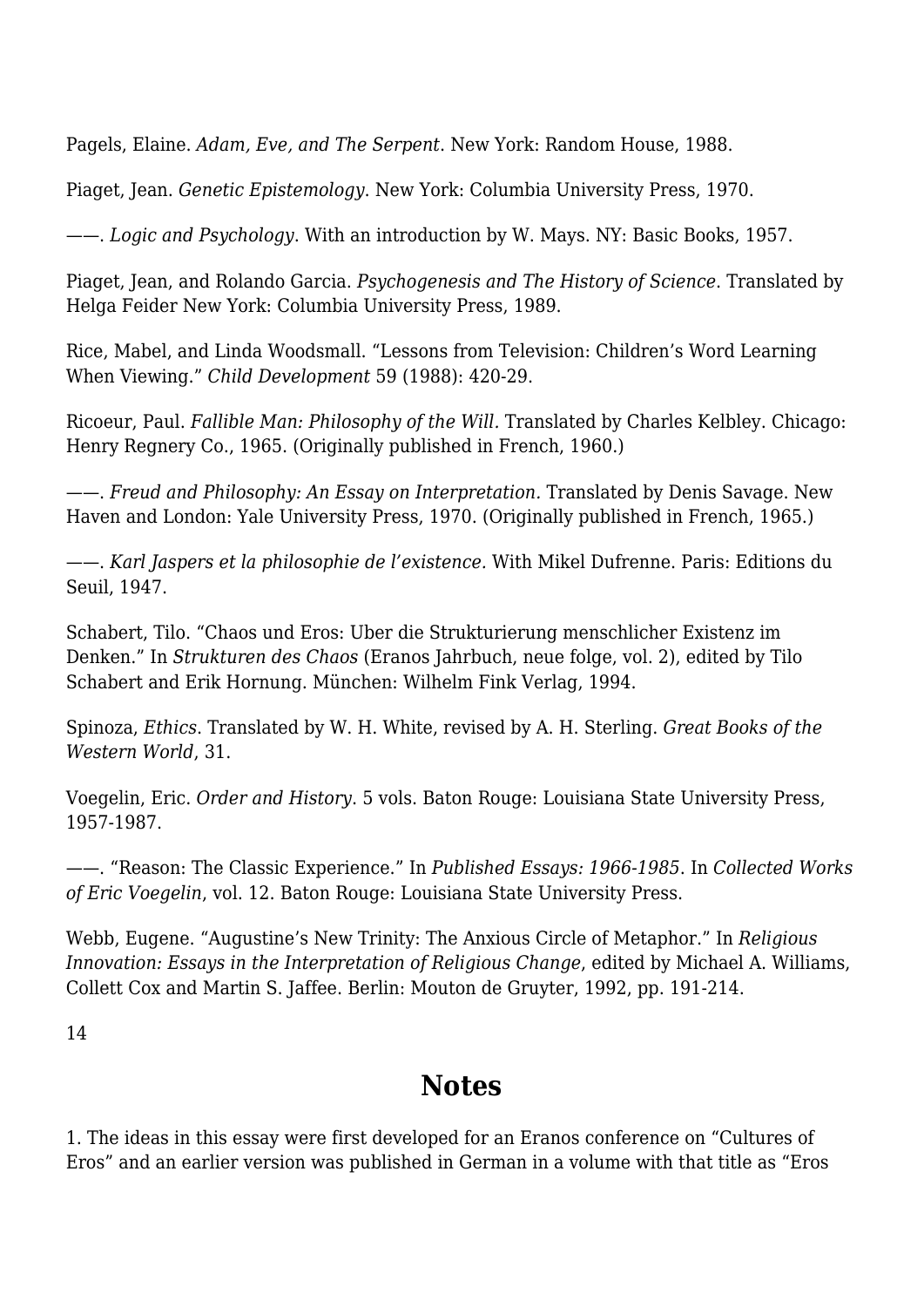Pagels, Elaine. *Adam, Eve, and The Serpent*. New York: Random House, 1988.

Piaget, Jean. *Genetic Epistemology*. New York: Columbia University Press, 1970.

——. *Logic and Psychology*. With an introduction by W. Mays. NY: Basic Books, 1957.

Piaget, Jean, and Rolando Garcia. *Psychogenesis and The History of Science*. Translated by Helga Feider New York: Columbia University Press, 1989.

Rice, Mabel, and Linda Woodsmall. "Lessons from Television: Children's Word Learning When Viewing." *Child Development* 59 (1988): 420-29.

Ricoeur, Paul. *Fallible Man: Philosophy of the Will.* Translated by Charles Kelbley. Chicago: Henry Regnery Co., 1965. (Originally published in French, 1960.)

——. *Freud and Philosophy: An Essay on Interpretation.* Translated by Denis Savage. New Haven and London: Yale University Press, 1970. (Originally published in French, 1965.)

——. *Karl Jaspers et la philosophie de l'existence.* With Mikel Dufrenne. Paris: Editions du Seuil, 1947.

Schabert, Tilo. "Chaos und Eros: Uber die Strukturierung menschlicher Existenz im Denken." In *Strukturen des Chaos* (Eranos Jahrbuch, neue folge, vol. 2), edited by Tilo Schabert and Erik Hornung. München: Wilhelm Fink Verlag, 1994.

Spinoza, *Ethics*. Translated by W. H. White, revised by A. H. Sterling. *Great Books of the Western World*, 31.

Voegelin, Eric. *Order and History*. 5 vols. Baton Rouge: Louisiana State University Press, 1957-1987.

——. "Reason: The Classic Experience." In *Published Essays: 1966-1985*. In *Collected Works of Eric Voegelin*, vol. 12. Baton Rouge: Louisiana State University Press.

Webb, Eugene. "Augustine's New Trinity: The Anxious Circle of Metaphor." In *Religious Innovation: Essays in the Interpretation of Religious Change*, edited by Michael A. Williams, Collett Cox and Martin S. Jaffee. Berlin: Mouton de Gruyter, 1992, pp. 191-214.

## Notes

1. The ideas in this essay were first developed for an Eranos conference on "Cultures of Eros" and an earlier version was published in German in a volume with that title as "Eros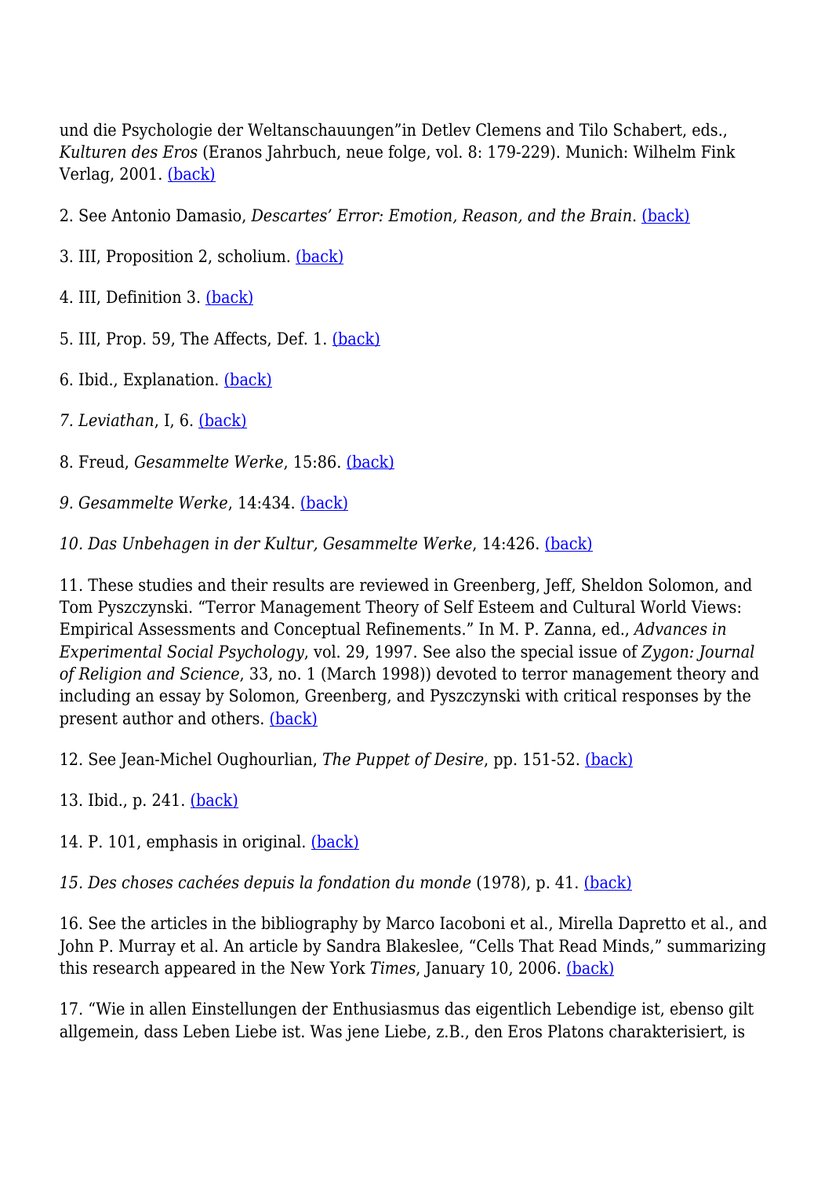und die Psychologie der Weltanschauungen"in Detlev Clemens and Tilo Schabert, eds., *Kulturen des Eros* (Eranos Jahrbuch, neue folge, vol. 8: 179-229). Munich: Wilhelm Fink Verlag, 2001. (back)

2. See Antonio Damasio, *Descartes' Error: Emotion, Reason, and the Brain*. (back)

3. III, Proposition 2, scholium. (back)

4. III, Definition 3. (back)

5. III, Prop. 59, The Affects, Def. 1. (back)

6. Ibid., Explanation. (back)

*7. Leviathan*, I, 6. (back)

8. Freud, *Gesammelte Werke*, 15:86. (back)

*9. Gesammelte Werke*, 14:434. (back)

*10. Das Unbehagen in der Kultur, Gesammelte Werke*, 14:426. (back)

11. These studies and their results are reviewed in Greenberg, Jeff, Sheldon Solomon, and Tom Pyszczynski. "Terror Management Theory of Self Esteem and Cultural World Views: Empirical Assessments and Conceptual Refinements." In M. P. Zanna, ed., *Advances in Experimental Social Psychology*, vol. 29, 1997. See also the special issue of *Zygon: Journal of Religion and Science*, 33, no. 1 (March 1998)) devoted to terror management theory and including an essay by Solomon, Greenberg, and Pyszczynski with critical responses by the present author and others. (back)

12. See Jean-Michel Oughourlian, *The Puppet of Desire*, pp. 151-52. (back)

13. Ibid., p. 241. (back)

14. P. 101, emphasis in original. (back)

*15. Des choses cachées depuis la fondation du monde* (1978), p. 41. (back)

16. See the articles in the bibliography by Marco Iacoboni et al., Mirella Dapretto et al., and John P. Murray et al. An article by Sandra Blakeslee, "Cells That Read Minds," summarizing this research appeared in the New York *Times*, January 10, 2006. (back)

17. "Wie in allen Einstellungen der Enthusiasmus das eigentlich Lebendige ist, ebenso gilt allgemein, dass Leben Liebe ist. Was jene Liebe, z.B., den Eros Platons charakterisiert, is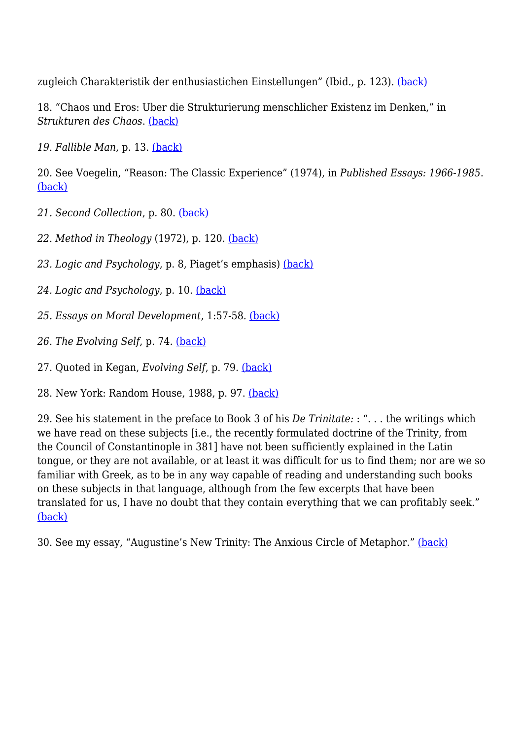zugleich Charakteristik der enthusiastichen Einstellungen" (Ibid., p. 123). (back)

18. "Chaos und Eros: Uber die Strukturierung menschlicher Existenz im Denken," in *Strukturen des Chaos*. (back)

*19. Fallible Man*, p. 13. (back)

20. See Voegelin, "Reason: The Classic Experience" (1974), in *Published Essays: 1966-1985*. (back)

*21. Second Collection*, p. 80. (back)

*22. Method in Theology* (1972), p. 120. (back)

*23. Logic and Psychology*, p. 8, Piaget's emphasis) (back)

*24. Logic and Psychology*, p. 10. (back)

*25. Essays on Moral Development*, 1:57-58. (back)

*26. The Evolving Self*, p. 74. (back)

27. Quoted in Kegan, *Evolving Self*, p. 79. (back)

28. New York: Random House, 1988, p. 97. (back)

29. See his statement in the preface to Book 3 of his *De Trinitate:* : ". . . the writings which we have read on these subjects [i.e., the recently formulated doctrine of the Trinity, from the Council of Constantinople in 381] have not been sufficiently explained in the Latin tongue, or they are not available, or at least it was difficult for us to find them; nor are we so familiar with Greek, as to be in any way capable of reading and understanding such books on these subjects in that language, although from the few excerpts that have been translated for us, I have no doubt that they contain everything that we can profitably seek." (back)

30. See my essay, "Augustine's New Trinity: The Anxious Circle of Metaphor." (back)